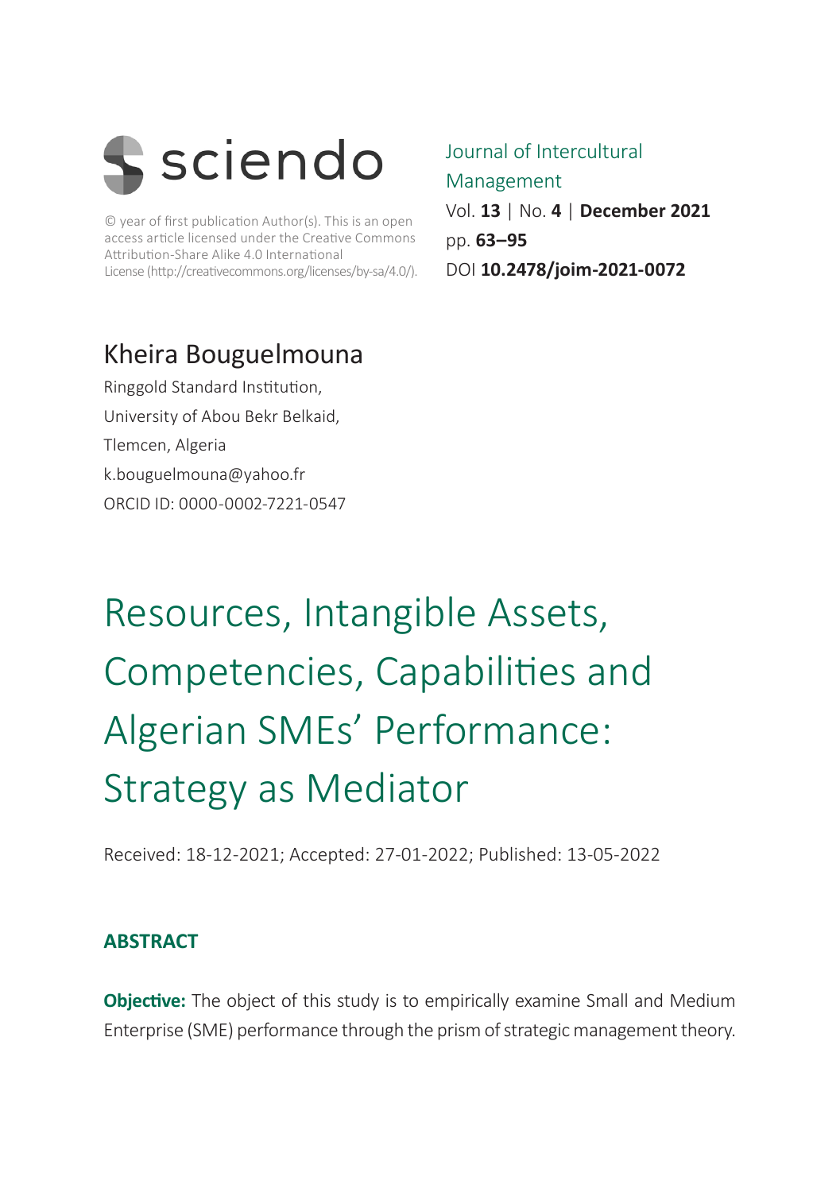sciendo

© year of first publication Author(s). This is an open access article licensed under the Creative Commons Attribution-Share Alike 4.0 International License (http://creativecommons.org/licenses/by-sa/4.0/).

Journal of Intercultural Management
Vol. **13** | No. **4** | **December 2021**
pp. **63–95**
DOI **10.2478/joim-2021-0072**

## Kheira Bouguelmouna

Ringgold Standard Institution,
University of Abou Bekr Belkaid,
Tlemcen, Algeria
k.bouguelmouna@yahoo.fr
ORCID ID: 0000-0002-7221-0547

# Resources, Intangible Assets, Competencies, Capabilities and Algerian SMEs' Performance: Strategy as Mediator

Received: 18-12-2021; Accepted: 27-01-2022; Published: 13-05-2022

## ABSTRACT

**Objective:** The object of this study is to empirically examine Small and Medium Enterprise (SME) performance through the prism of strategic management theory.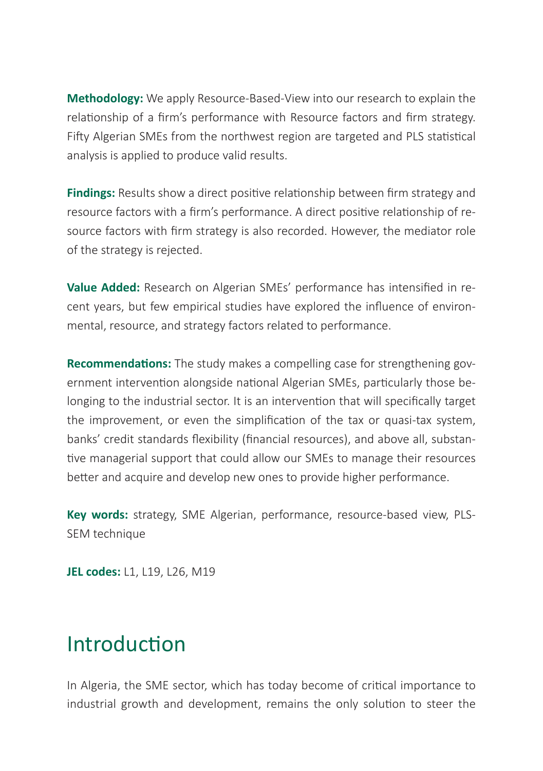**Methodology:** We apply Resource-Based-View into our research to explain the relationship of a firm's performance with Resource factors and firm strategy. Fifty Algerian SMEs from the northwest region are targeted and PLS statistical analysis is applied to produce valid results.

**Findings:** Results show a direct positive relationship between firm strategy and resource factors with a firm's performance. A direct positive relationship of resource factors with firm strategy is also recorded. However, the mediator role of the strategy is rejected.

**Value Added:** Research on Algerian SMEs' performance has intensified in recent years, but few empirical studies have explored the influence of environmental, resource, and strategy factors related to performance.

**Recommendations:** The study makes a compelling case for strengthening government intervention alongside national Algerian SMEs, particularly those belonging to the industrial sector. It is an intervention that will specifically target the improvement, or even the simplification of the tax or quasi-tax system, banks' credit standards flexibility (financial resources), and above all, substantive managerial support that could allow our SMEs to manage their resources better and acquire and develop new ones to provide higher performance.

**Key words:** strategy, SME Algerian, performance, resource-based view, PLS-SEM technique

**JEL codes:** L1, L19, L26, M19

# Introduction

In Algeria, the SME sector, which has today become of critical importance to industrial growth and development, remains the only solution to steer the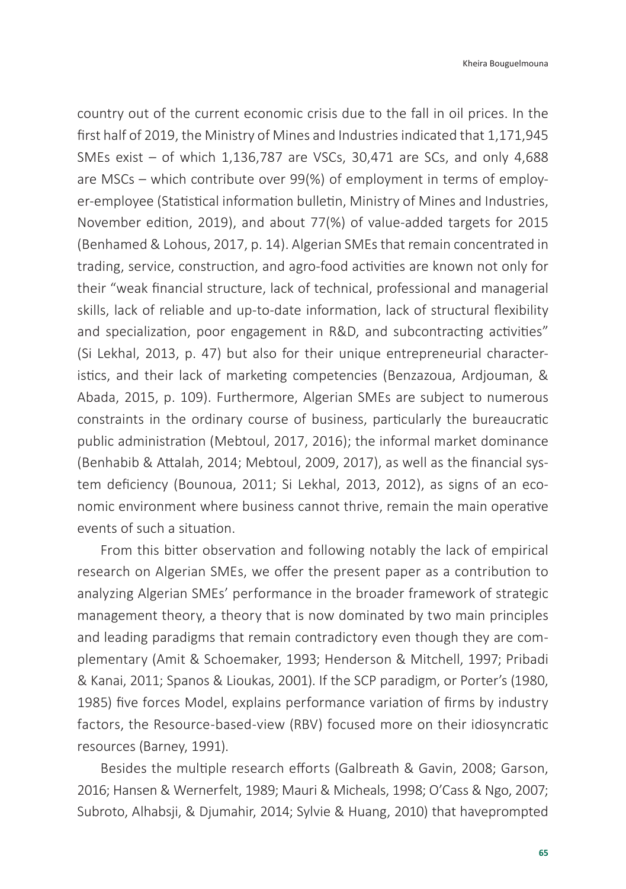country out of the current economic crisis due to the fall in oil prices. In the first half of 2019, the Ministry of Mines and Industries indicated that 1,171,945 SMEs exist – of which 1,136,787 are VSCs, 30,471 are SCs, and only 4,688 are MSCs – which contribute over 99(%) of employment in terms of employer-employee (Statistical information bulletin, Ministry of Mines and Industries, November edition, 2019), and about 77(%) of value-added targets for 2015 (Benhamed & Lohous, 2017, p. 14). Algerian SMEs that remain concentrated in trading, service, construction, and agro-food activities are known not only for their "weak financial structure, lack of technical, professional and managerial skills, lack of reliable and up-to-date information, lack of structural flexibility and specialization, poor engagement in R&D, and subcontracting activities" (Si Lekhal, 2013, p. 47) but also for their unique entrepreneurial characteristics, and their lack of marketing competencies (Benzazoua, Ardjouman, & Abada, 2015, p. 109). Furthermore, Algerian SMEs are subject to numerous constraints in the ordinary course of business, particularly the bureaucratic public administration (Mebtoul, 2017, 2016); the informal market dominance (Benhabib & Attalah, 2014; Mebtoul, 2009, 2017), as well as the financial system deficiency (Bounoua, 2011; Si Lekhal, 2013, 2012), as signs of an economic environment where business cannot thrive, remain the main operative events of such a situation.

From this bitter observation and following notably the lack of empirical research on Algerian SMEs, we offer the present paper as a contribution to analyzing Algerian SMEs' performance in the broader framework of strategic management theory, a theory that is now dominated by two main principles and leading paradigms that remain contradictory even though they are complementary (Amit & Schoemaker, 1993; Henderson & Mitchell, 1997; Pribadi & Kanai, 2011; Spanos & Lioukas, 2001). If the SCP paradigm, or Porter's (1980, 1985) five forces Model, explains performance variation of firms by industry factors, the Resource-based-view (RBV) focused more on their idiosyncratic resources (Barney, 1991).

Besides the multiple research efforts (Galbreath & Gavin, 2008; Garson, 2016; Hansen & Wernerfelt, 1989; Mauri & Micheals, 1998; O'Cass & Ngo, 2007; Subroto, Alhabsji, & Djumahir, 2014; Sylvie & Huang, 2010) that haveprompted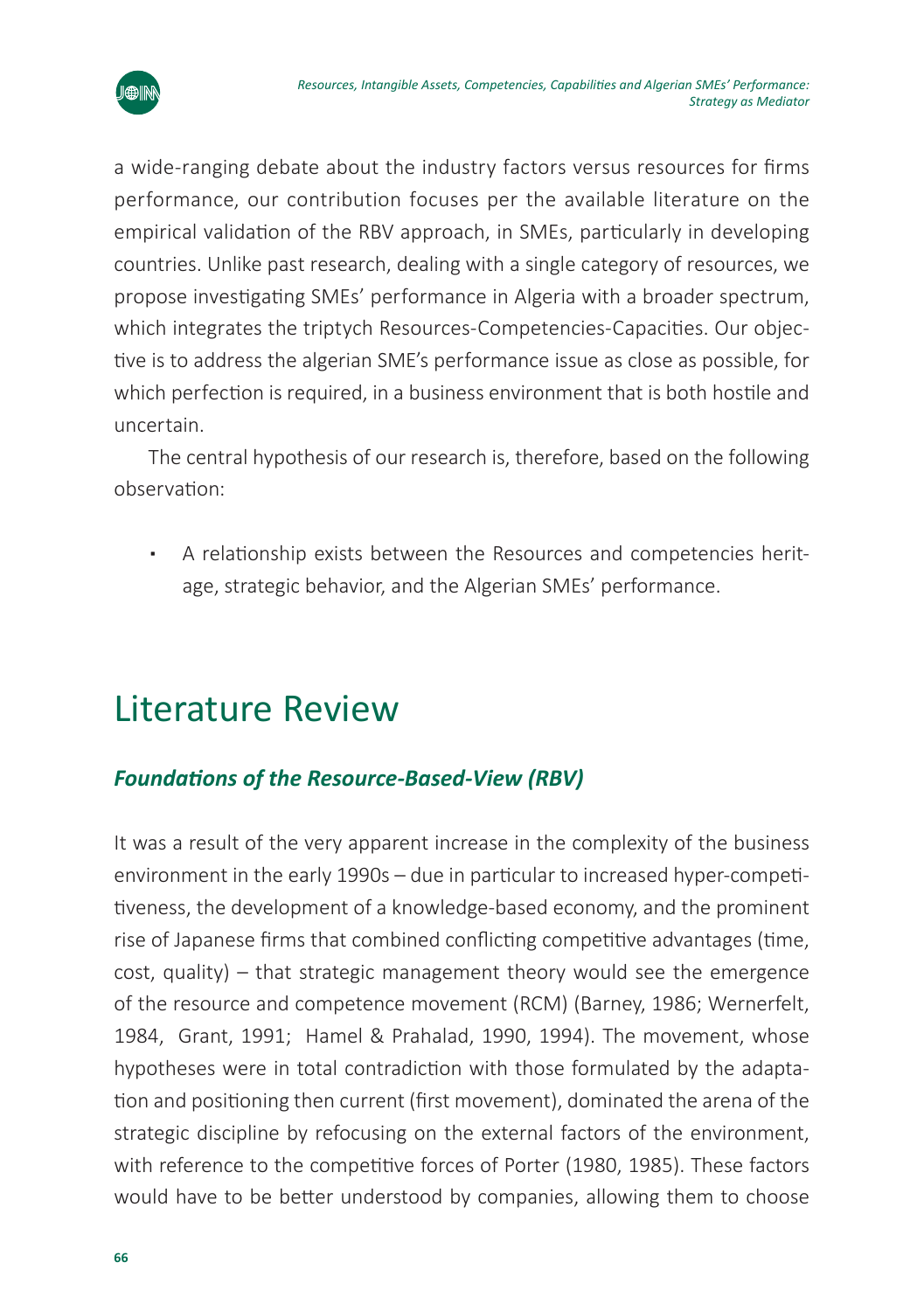a wide-ranging debate about the industry factors versus resources for firms performance, our contribution focuses per the available literature on the empirical validation of the RBV approach, in SMEs, particularly in developing countries. Unlike past research, dealing with a single category of resources, we propose investigating SMEs' performance in Algeria with a broader spectrum, which integrates the triptych Resources-Competencies-Capacities. Our objective is to address the algerian SME's performance issue as close as possible, for which perfection is required, in a business environment that is both hostile and uncertain.

The central hypothesis of our research is, therefore, based on the following observation:

- A relationship exists between the Resources and competencies heritage, strategic behavior, and the Algerian SMEs' performance.

# Literature Review

## *Foundations of the Resource-Based-View (RBV)*

It was a result of the very apparent increase in the complexity of the business environment in the early 1990s – due in particular to increased hyper-competitiveness, the development of a knowledge-based economy, and the prominent rise of Japanese firms that combined conflicting competitive advantages (time, cost, quality) – that strategic management theory would see the emergence of the resource and competence movement (RCM) (Barney, 1986; Wernerfelt, 1984, Grant, 1991; Hamel & Prahalad, 1990, 1994). The movement, whose hypotheses were in total contradiction with those formulated by the adaptation and positioning then current (first movement), dominated the arena of the strategic discipline by refocusing on the external factors of the environment, with reference to the competitive forces of Porter (1980, 1985). These factors would have to be better understood by companies, allowing them to choose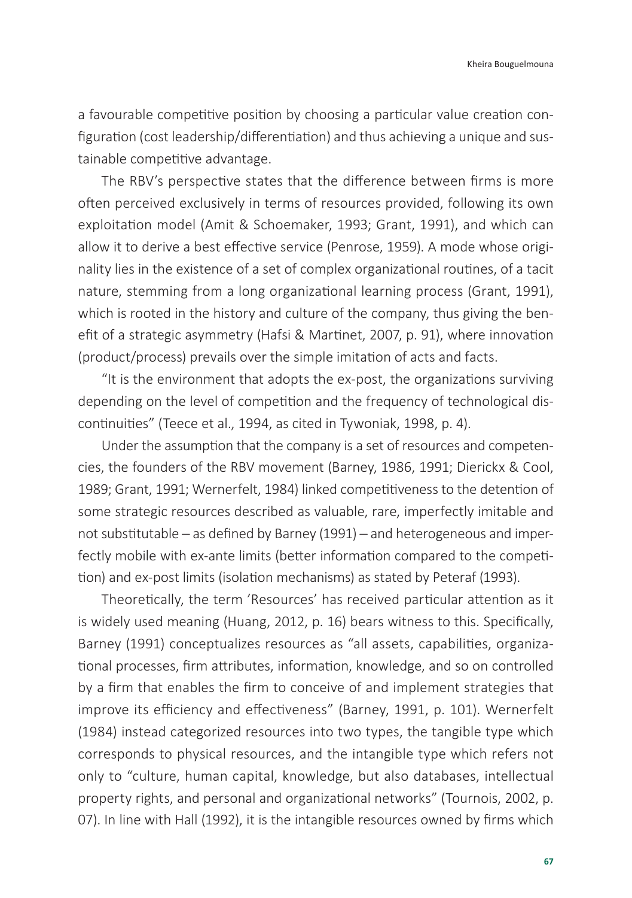a favourable competitive position by choosing a particular value creation configuration (cost leadership/differentiation) and thus achieving a unique and sustainable competitive advantage.

The RBV's perspective states that the difference between firms is more often perceived exclusively in terms of resources provided, following its own exploitation model (Amit & Schoemaker, 1993; Grant, 1991), and which can allow it to derive a best effective service (Penrose, 1959). A mode whose originality lies in the existence of a set of complex organizational routines, of a tacit nature, stemming from a long organizational learning process (Grant, 1991), which is rooted in the history and culture of the company, thus giving the benefit of a strategic asymmetry (Hafsi & Martinet, 2007, p. 91), where innovation (product/process) prevails over the simple imitation of acts and facts.

"It is the environment that adopts the ex-post, the organizations surviving depending on the level of competition and the frequency of technological discontinuities" (Teece et al., 1994, as cited in Tywoniak, 1998, p. 4).

Under the assumption that the company is a set of resources and competencies, the founders of the RBV movement (Barney, 1986, 1991; Dierickx & Cool, 1989; Grant, 1991; Wernerfelt, 1984) linked competitiveness to the detention of some strategic resources described as valuable, rare, imperfectly imitable and not substitutable – as defined by Barney (1991) – and heterogeneous and imperfectly mobile with ex-ante limits (better information compared to the competition) and ex-post limits (isolation mechanisms) as stated by Peteraf (1993).

Theoretically, the term 'Resources' has received particular attention as it is widely used meaning (Huang, 2012, p. 16) bears witness to this. Specifically, Barney (1991) conceptualizes resources as "all assets, capabilities, organizational processes, firm attributes, information, knowledge, and so on controlled by a firm that enables the firm to conceive of and implement strategies that improve its efficiency and effectiveness" (Barney, 1991, p. 101). Wernerfelt (1984) instead categorized resources into two types, the tangible type which corresponds to physical resources, and the intangible type which refers not only to "culture, human capital, knowledge, but also databases, intellectual property rights, and personal and organizational networks" (Tournois, 2002, p. 07). In line with Hall (1992), it is the intangible resources owned by firms which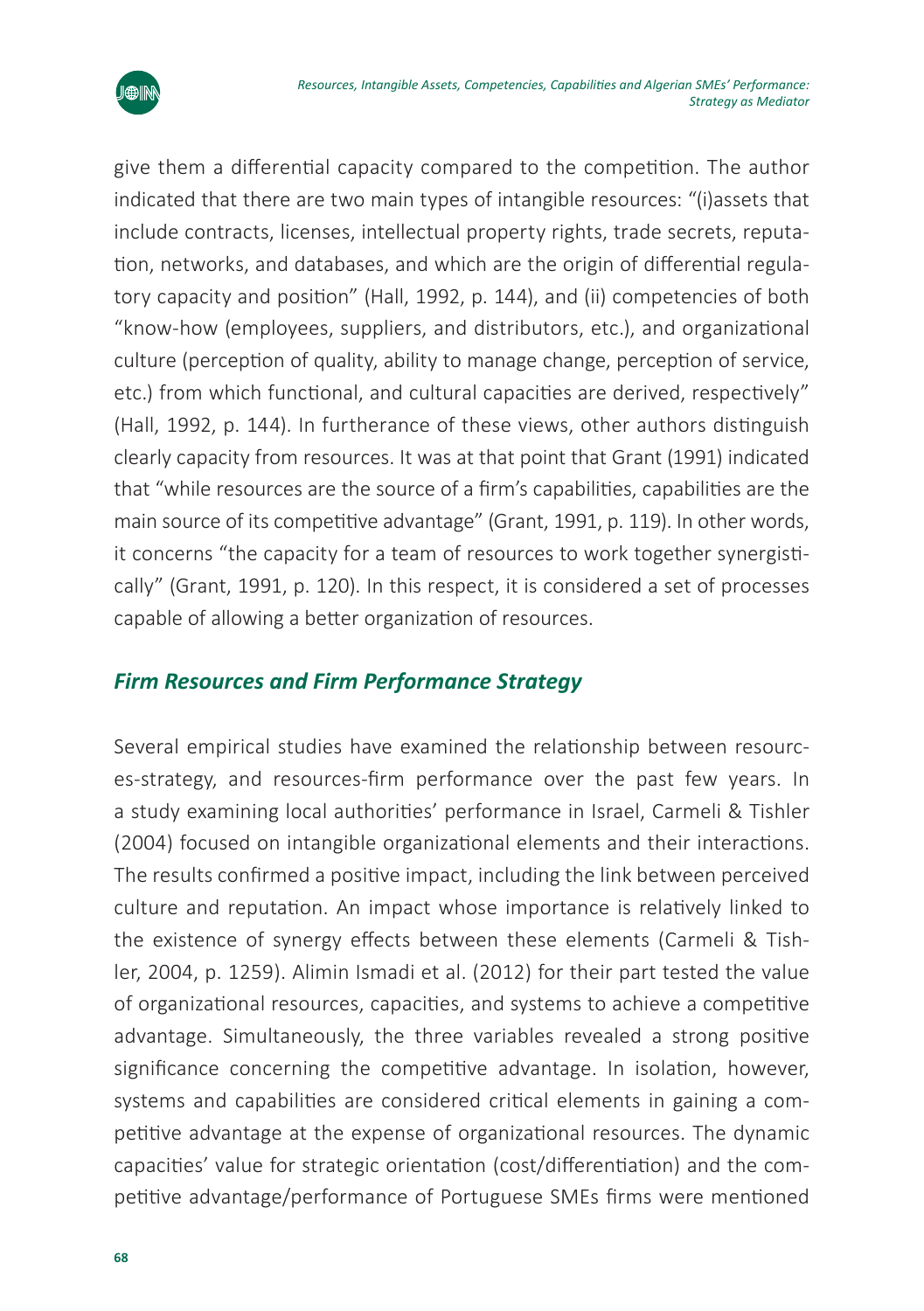give them a differential capacity compared to the competition. The author indicated that there are two main types of intangible resources: "(i)assets that include contracts, licenses, intellectual property rights, trade secrets, reputation, networks, and databases, and which are the origin of differential regulatory capacity and position" (Hall, 1992, p. 144), and (ii) competencies of both "know-how (employees, suppliers, and distributors, etc.), and organizational culture (perception of quality, ability to manage change, perception of service, etc.) from which functional, and cultural capacities are derived, respectively" (Hall, 1992, p. 144). In furtherance of these views, other authors distinguish clearly capacity from resources. It was at that point that Grant (1991) indicated that "while resources are the source of a firm's capabilities, capabilities are the main source of its competitive advantage" (Grant, 1991, p. 119). In other words, it concerns "the capacity for a team of resources to work together synergistically" (Grant, 1991, p. 120). In this respect, it is considered a set of processes capable of allowing a better organization of resources.

## *Firm Resources and Firm Performance Strategy*

Several empirical studies have examined the relationship between resources-strategy, and resources-firm performance over the past few years. In a study examining local authorities' performance in Israel, Carmeli & Tishler (2004) focused on intangible organizational elements and their interactions. The results confirmed a positive impact, including the link between perceived culture and reputation. An impact whose importance is relatively linked to the existence of synergy effects between these elements (Carmeli & Tishler, 2004, p. 1259). Alimin Ismadi et al. (2012) for their part tested the value of organizational resources, capacities, and systems to achieve a competitive advantage. Simultaneously, the three variables revealed a strong positive significance concerning the competitive advantage. In isolation, however, systems and capabilities are considered critical elements in gaining a competitive advantage at the expense of organizational resources. The dynamic capacities' value for strategic orientation (cost/differentiation) and the competitive advantage/performance of Portuguese SMEs firms were mentioned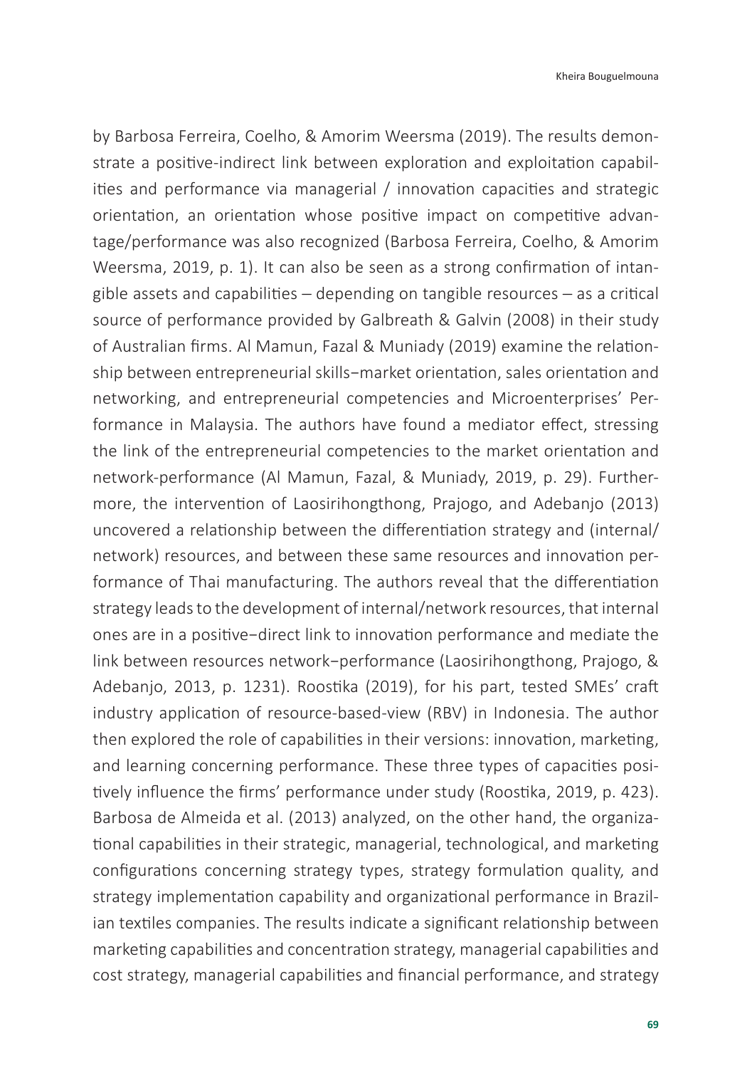by Barbosa Ferreira, Coelho, & Amorim Weersma (2019). The results demonstrate a positive-indirect link between exploration and exploitation capabilities and performance via managerial / innovation capacities and strategic orientation, an orientation whose positive impact on competitive advantage/performance was also recognized (Barbosa Ferreira, Coelho, & Amorim Weersma, 2019, p. 1). It can also be seen as a strong confirmation of intangible assets and capabilities – depending on tangible resources – as a critical source of performance provided by Galbreath & Galvin (2008) in their study of Australian firms. Al Mamun, Fazal & Muniady (2019) examine the relationship between entrepreneurial skills−market orientation, sales orientation and networking, and entrepreneurial competencies and Microenterprises' Performance in Malaysia. The authors have found a mediator effect, stressing the link of the entrepreneurial competencies to the market orientation and network-performance (Al Mamun, Fazal, & Muniady, 2019, p. 29). Furthermore, the intervention of Laosirihongthong, Prajogo, and Adebanjo (2013) uncovered a relationship between the differentiation strategy and (internal/network) resources, and between these same resources and innovation performance of Thai manufacturing. The authors reveal that the differentiation strategy leads to the development of internal/network resources, that internal ones are in a positive−direct link to innovation performance and mediate the link between resources network−performance (Laosirihongthong, Prajogo, & Adebanjo, 2013, p. 1231). Roostika (2019), for his part, tested SMEs' craft industry application of resource-based-view (RBV) in Indonesia. The author then explored the role of capabilities in their versions: innovation, marketing, and learning concerning performance. These three types of capacities positively influence the firms' performance under study (Roostika, 2019, p. 423). Barbosa de Almeida et al. (2013) analyzed, on the other hand, the organizational capabilities in their strategic, managerial, technological, and marketing configurations concerning strategy types, strategy formulation quality, and strategy implementation capability and organizational performance in Brazilian textiles companies. The results indicate a significant relationship between marketing capabilities and concentration strategy, managerial capabilities and cost strategy, managerial capabilities and financial performance, and strategy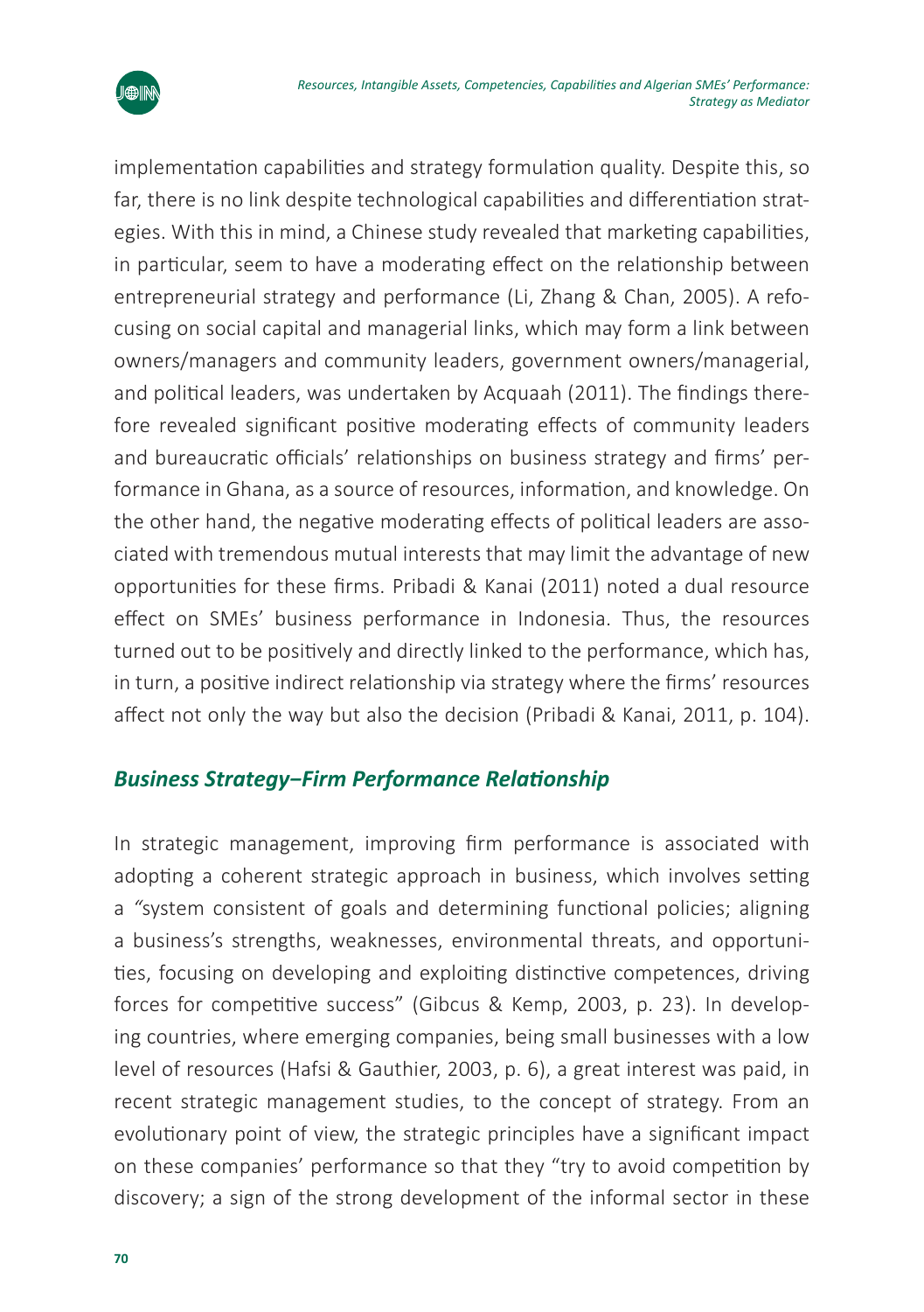implementation capabilities and strategy formulation quality. Despite this, so far, there is no link despite technological capabilities and differentiation strategies. With this in mind, a Chinese study revealed that marketing capabilities, in particular, seem to have a moderating effect on the relationship between entrepreneurial strategy and performance (Li, Zhang & Chan, 2005). A refocusing on social capital and managerial links, which may form a link between owners/managers and community leaders, government owners/managerial, and political leaders, was undertaken by Acquaah (2011). The findings therefore revealed significant positive moderating effects of community leaders and bureaucratic officials' relationships on business strategy and firms' performance in Ghana, as a source of resources, information, and knowledge. On the other hand, the negative moderating effects of political leaders are associated with tremendous mutual interests that may limit the advantage of new opportunities for these firms. Pribadi & Kanai (2011) noted a dual resource effect on SMEs' business performance in Indonesia. Thus, the resources turned out to be positively and directly linked to the performance, which has, in turn, a positive indirect relationship via strategy where the firms' resources affect not only the way but also the decision (Pribadi & Kanai, 2011, p. 104).

## *Business Strategy–Firm Performance Relationship*

In strategic management, improving firm performance is associated with adopting a coherent strategic approach in business, which involves setting a "system consistent of goals and determining functional policies; aligning a business's strengths, weaknesses, environmental threats, and opportunities, focusing on developing and exploiting distinctive competences, driving forces for competitive success" (Gibcus & Kemp, 2003, p. 23). In developing countries, where emerging companies, being small businesses with a low level of resources (Hafsi & Gauthier, 2003, p. 6), a great interest was paid, in recent strategic management studies, to the concept of strategy. From an evolutionary point of view, the strategic principles have a significant impact on these companies' performance so that they "try to avoid competition by discovery; a sign of the strong development of the informal sector in these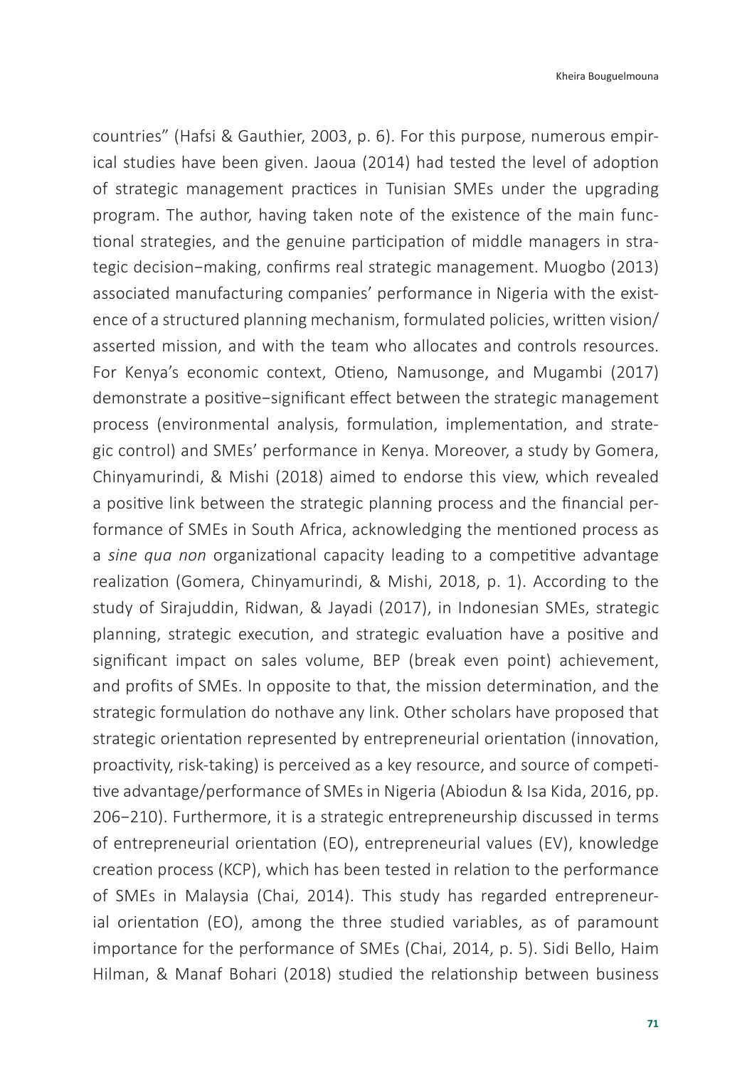countries" (Hafsi & Gauthier, 2003, p. 6). For this purpose, numerous empirical studies have been given. Jaoua (2014) had tested the level of adoption of strategic management practices in Tunisian SMEs under the upgrading program. The author, having taken note of the existence of the main functional strategies, and the genuine participation of middle managers in strategic decision−making, confirms real strategic management. Muogbo (2013) associated manufacturing companies' performance in Nigeria with the existence of a structured planning mechanism, formulated policies, written vision/ asserted mission, and with the team who allocates and controls resources. For Kenya's economic context, Otieno, Namusonge, and Mugambi (2017) demonstrate a positive−significant effect between the strategic management process (environmental analysis, formulation, implementation, and strategic control) and SMEs' performance in Kenya. Moreover, a study by Gomera, Chinyamurindi, & Mishi (2018) aimed to endorse this view, which revealed a positive link between the strategic planning process and the financial performance of SMEs in South Africa, acknowledging the mentioned process as a *sine qua non* organizational capacity leading to a competitive advantage realization (Gomera, Chinyamurindi, & Mishi, 2018, p. 1). According to the study of Sirajuddin, Ridwan, & Jayadi (2017), in Indonesian SMEs, strategic planning, strategic execution, and strategic evaluation have a positive and significant impact on sales volume, BEP (break even point) achievement, and profits of SMEs. In opposite to that, the mission determination, and the strategic formulation do nothave any link. Other scholars have proposed that strategic orientation represented by entrepreneurial orientation (innovation, proactivity, risk-taking) is perceived as a key resource, and source of competitive advantage/performance of SMEs in Nigeria (Abiodun & Isa Kida, 2016, pp. 206−210). Furthermore, it is a strategic entrepreneurship discussed in terms of entrepreneurial orientation (EO), entrepreneurial values (EV), knowledge creation process (KCP), which has been tested in relation to the performance of SMEs in Malaysia (Chai, 2014). This study has regarded entrepreneurial orientation (EO), among the three studied variables, as of paramount importance for the performance of SMEs (Chai, 2014, p. 5). Sidi Bello, Haim Hilman, & Manaf Bohari (2018) studied the relationship between business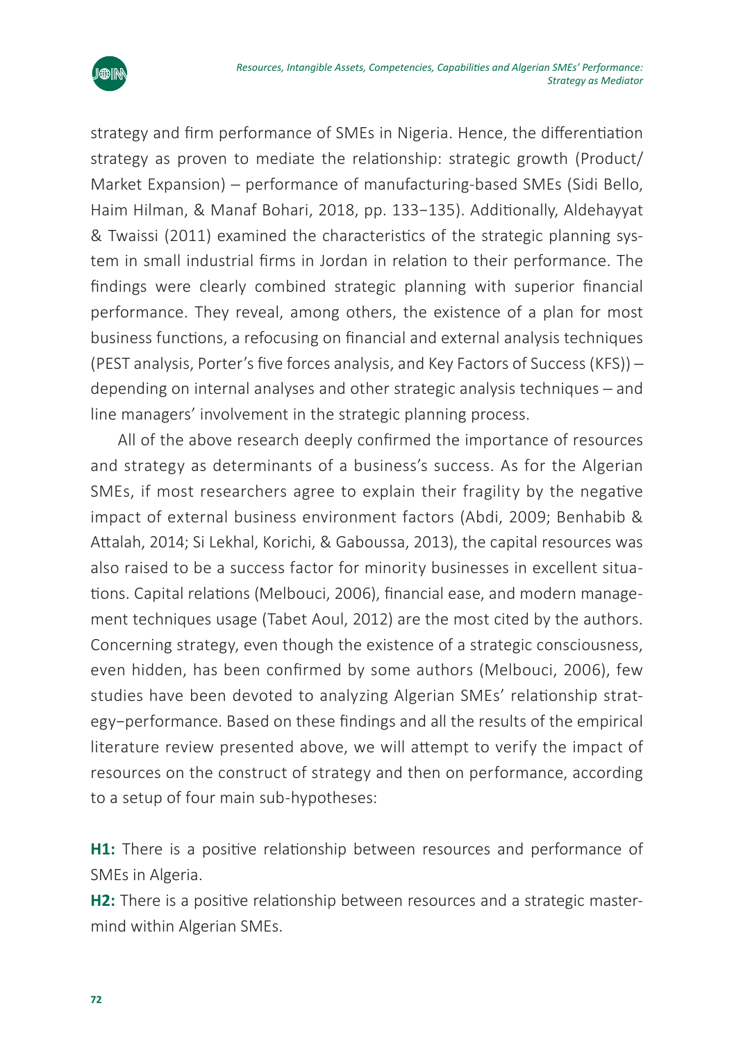strategy and firm performance of SMEs in Nigeria. Hence, the differentiation strategy as proven to mediate the relationship: strategic growth (Product/Market Expansion) – performance of manufacturing-based SMEs (Sidi Bello, Haim Hilman, & Manaf Bohari, 2018, pp. 133−135). Additionally, Aldehayyat & Twaissi (2011) examined the characteristics of the strategic planning system in small industrial firms in Jordan in relation to their performance. The findings were clearly combined strategic planning with superior financial performance. They reveal, among others, the existence of a plan for most business functions, a refocusing on financial and external analysis techniques (PEST analysis, Porter's five forces analysis, and Key Factors of Success (KFS)) – depending on internal analyses and other strategic analysis techniques – and line managers' involvement in the strategic planning process.

All of the above research deeply confirmed the importance of resources and strategy as determinants of a business's success. As for the Algerian SMEs, if most researchers agree to explain their fragility by the negative impact of external business environment factors (Abdi, 2009; Benhabib & Attalah, 2014; Si Lekhal, Korichi, & Gaboussa, 2013), the capital resources was also raised to be a success factor for minority businesses in excellent situations. Capital relations (Melbouci, 2006), financial ease, and modern management techniques usage (Tabet Aoul, 2012) are the most cited by the authors. Concerning strategy, even though the existence of a strategic consciousness, even hidden, has been confirmed by some authors (Melbouci, 2006), few studies have been devoted to analyzing Algerian SMEs' relationship strategy−performance. Based on these findings and all the results of the empirical literature review presented above, we will attempt to verify the impact of resources on the construct of strategy and then on performance, according to a setup of four main sub-hypotheses:

**H1:** There is a positive relationship between resources and performance of SMEs in Algeria.

**H2:** There is a positive relationship between resources and a strategic mastermind within Algerian SMEs.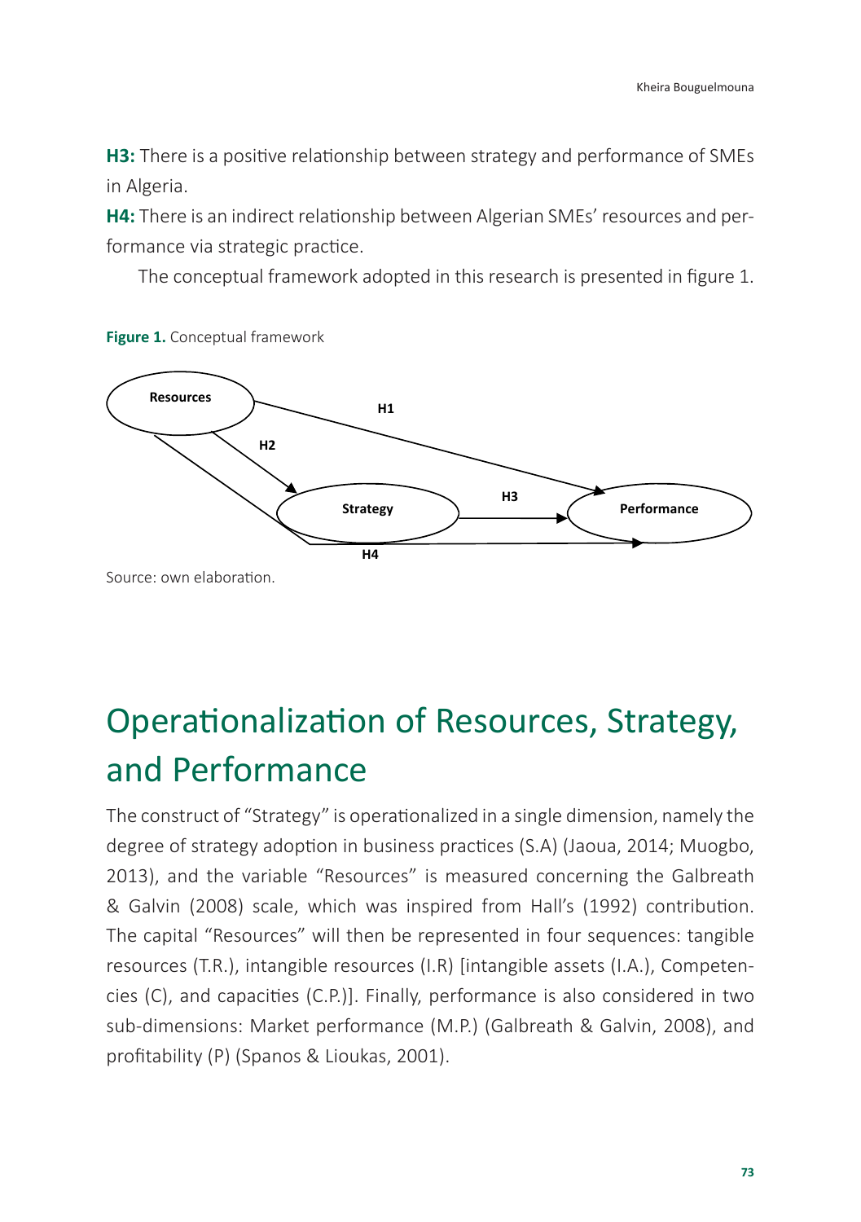**H3:** There is a positive relationship between strategy and performance of SMEs in Algeria.

**H4:** There is an indirect relationship between Algerian SMEs' resources and performance via strategic practice.

The conceptual framework adopted in this research is presented in figure 1.

**Figure 1.** Conceptual framework

Source: own elaboration.

# Operationalization of Resources, Strategy, and Performance

The construct of "Strategy" is operationalized in a single dimension, namely the degree of strategy adoption in business practices (S.A) (Jaoua, 2014; Muogbo, 2013), and the variable "Resources" is measured concerning the Galbreath & Galvin (2008) scale, which was inspired from Hall's (1992) contribution. The capital "Resources" will then be represented in four sequences: tangible resources (T.R.), intangible resources (I.R) [intangible assets (I.A.), Competencies (C), and capacities (C.P.)]. Finally, performance is also considered in two sub-dimensions: Market performance (M.P.) (Galbreath & Galvin, 2008), and profitability (P) (Spanos & Lioukas, 2001).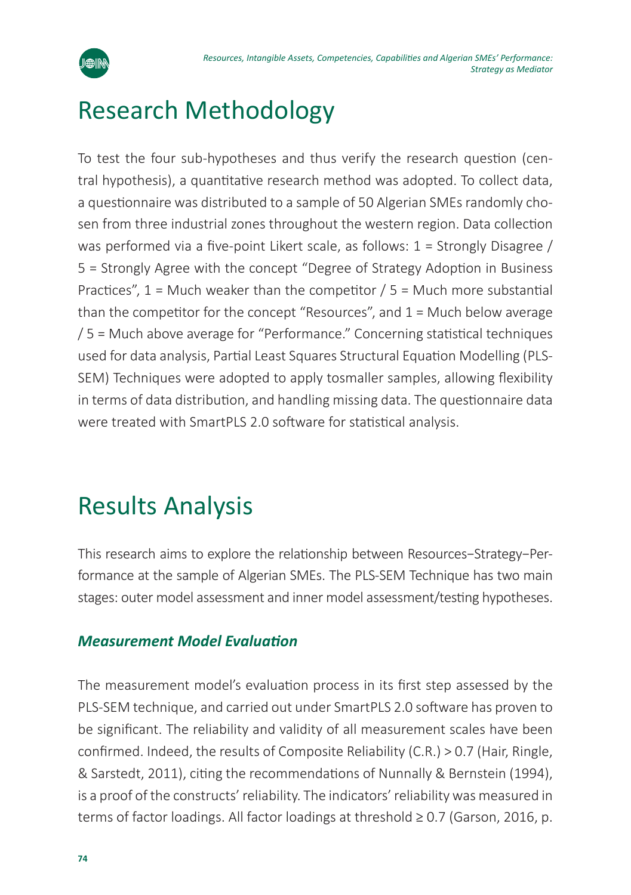# Research Methodology

To test the four sub-hypotheses and thus verify the research question (central hypothesis), a quantitative research method was adopted. To collect data, a questionnaire was distributed to a sample of 50 Algerian SMEs randomly chosen from three industrial zones throughout the western region. Data collection was performed via a five-point Likert scale, as follows: 1 = Strongly Disagree / 5 = Strongly Agree with the concept "Degree of Strategy Adoption in Business Practices", 1 = Much weaker than the competitor / 5 = Much more substantial than the competitor for the concept "Resources", and 1 = Much below average / 5 = Much above average for "Performance." Concerning statistical techniques used for data analysis, Partial Least Squares Structural Equation Modelling (PLS-SEM) Techniques were adopted to apply tosmaller samples, allowing flexibility in terms of data distribution, and handling missing data. The questionnaire data were treated with SmartPLS 2.0 software for statistical analysis.

# Results Analysis

This research aims to explore the relationship between Resources–Strategy–Performance at the sample of Algerian SMEs. The PLS-SEM Technique has two main stages: outer model assessment and inner model assessment/testing hypotheses.

### *Measurement Model Evaluation*

The measurement model's evaluation process in its first step assessed by the PLS-SEM technique, and carried out under SmartPLS 2.0 software has proven to be significant. The reliability and validity of all measurement scales have been confirmed. Indeed, the results of Composite Reliability (C.R.) > 0.7 (Hair, Ringle, & Sarstedt, 2011), citing the recommendations of Nunnally & Bernstein (1994), is a proof of the constructs' reliability. The indicators' reliability was measured in terms of factor loadings. All factor loadings at threshold ≥ 0.7 (Garson, 2016, p.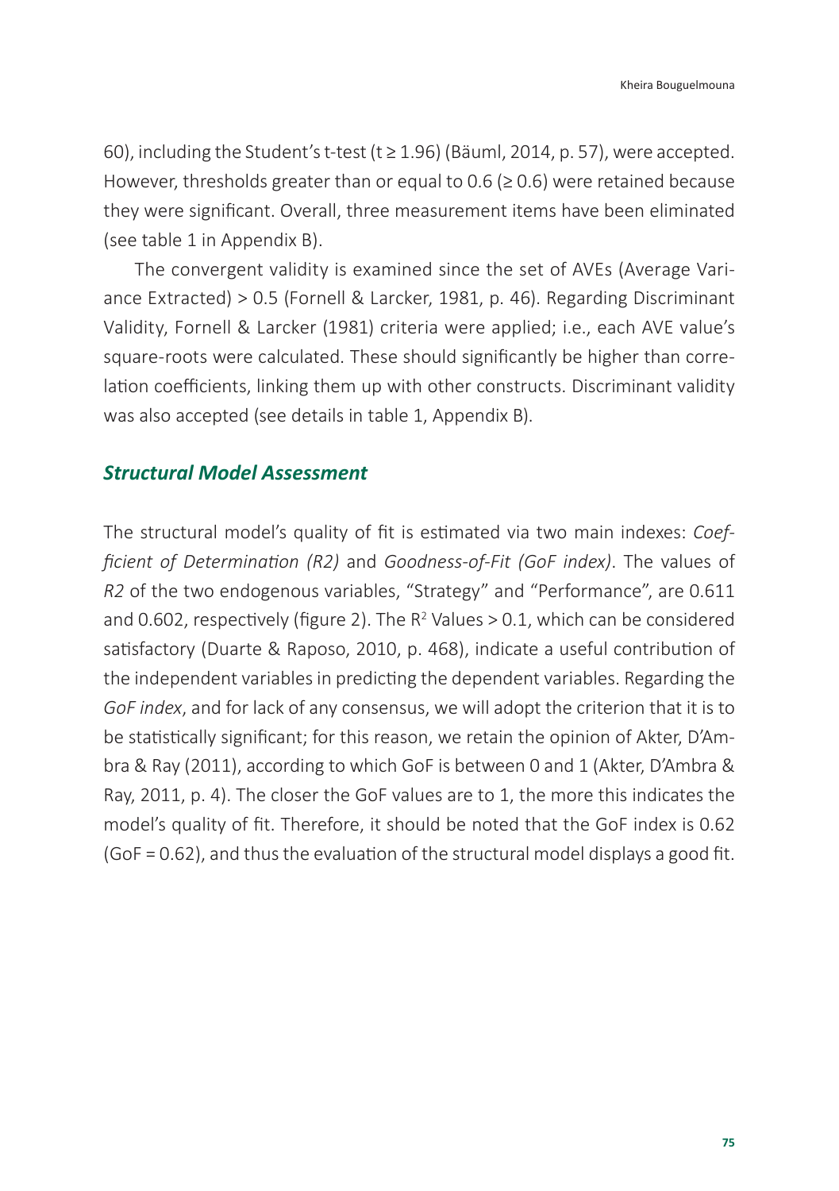60), including the Student's t-test ($t \geq 1.96$) (Bäuml, 2014, p. 57), were accepted. However, thresholds greater than or equal to 0.6 ($\geq 0.6$) were retained because they were significant. Overall, three measurement items have been eliminated (see table 1 in Appendix B).

The convergent validity is examined since the set of AVEs (Average Variance Extracted) > 0.5 (Fornell & Larcker, 1981, p. 46). Regarding Discriminant Validity, Fornell & Larcker (1981) criteria were applied; i.e., each AVE value's square-roots were calculated. These should significantly be higher than correlation coefficients, linking them up with other constructs. Discriminant validity was also accepted (see details in table 1, Appendix B).

### *Structural Model Assessment*

The structural model's quality of fit is estimated via two main indexes: *Coefficient of Determination (R2)* and *Goodness-of-Fit (GoF index)*. The values of *R2* of the two endogenous variables, "Strategy" and "Performance", are 0.611 and 0.602, respectively (figure 2). The $R^2$ Values > 0.1, which can be considered satisfactory (Duarte & Raposo, 2010, p. 468), indicate a useful contribution of the independent variables in predicting the dependent variables. Regarding the *GoF index*, and for lack of any consensus, we will adopt the criterion that it is to be statistically significant; for this reason, we retain the opinion of Akter, D'Ambra & Ray (2011), according to which GoF is between 0 and 1 (Akter, D'Ambra & Ray, 2011, p. 4). The closer the GoF values are to 1, the more this indicates the model's quality of fit. Therefore, it should be noted that the GoF index is 0.62 (GoF = 0.62), and thus the evaluation of the structural model displays a good fit.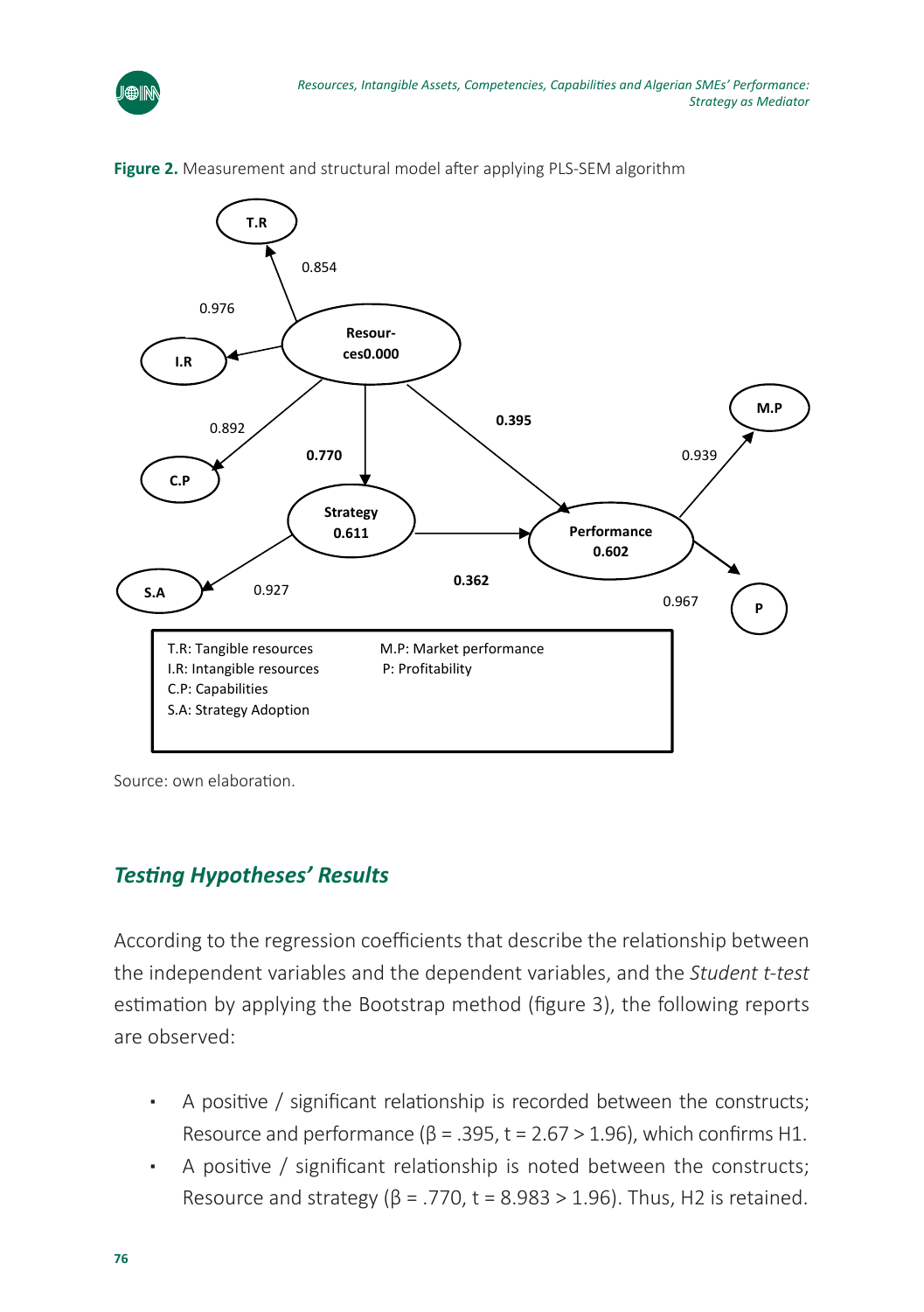**Figure 2.** Measurement and structural model after applying PLS-SEM algorithm

T.R: Tangible resources
I.R: Intangible resources
C.P: Capabilities
S.A: Strategy Adoption
M.P: Market performance
P: Profitability

Source: own elaboration.

## *Testing Hypotheses' Results*

According to the regression coefficients that describe the relationship between the independent variables and the dependent variables, and the *Student t-test* estimation by applying the Bootstrap method (figure 3), the following reports are observed:

- A positive / significant relationship is recorded between the constructs; Resource and performance (β = .395, t = 2.67 > 1.96), which confirms H1.
- A positive / significant relationship is noted between the constructs; Resource and strategy (β = .770, t = 8.983 > 1.96). Thus, H2 is retained.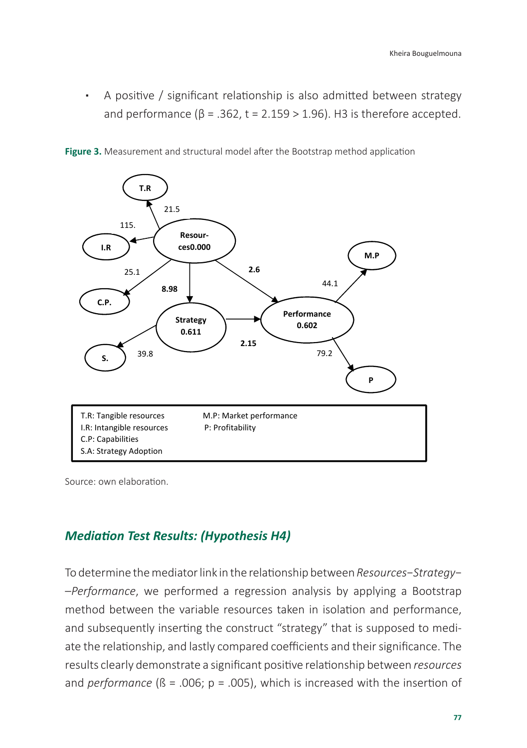- A positive / significant relationship is also admitted between strategy and performance (β = .362, t = 2.159 > 1.96). H3 is therefore accepted.

**Figure 3.** Measurement and structural model after the Bootstrap method application

| T.R: Tangible resources | M.P: Market performance |
|---|---|
| I.R: Intangible resources | P: Profitability |
| C.P: Capabilities | |
| S.A: Strategy Adoption | |

Source: own elaboration.

## *Mediation Test Results: (Hypothesis H4)*

To determine the mediator link in the relationship between *Resources–Strategy––Performance*, we performed a regression analysis by applying a Bootstrap method between the variable resources taken in isolation and performance, and subsequently inserting the construct "strategy" that is supposed to mediate the relationship, and lastly compared coefficients and their significance. The results clearly demonstrate a significant positive relationship between *resources* and *performance* (ß = .006; p = .005), which is increased with the insertion of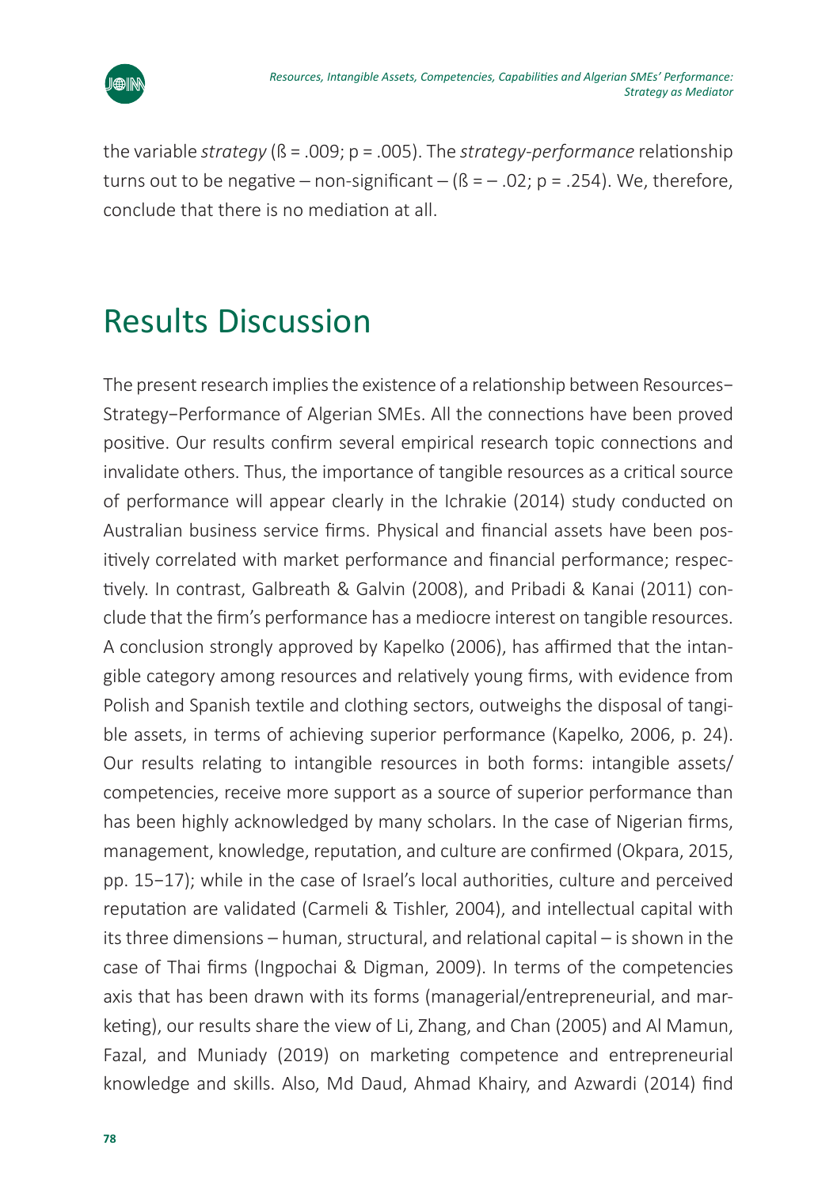the variable *strategy* ($ß = .009$; $p = .005$). The *strategy-performance* relationship turns out to be negative – non-significant – ($ß = – .02$; $p = .254$). We, therefore, conclude that there is no mediation at all.

## Results Discussion

The present research implies the existence of a relationship between Resources–Strategy–Performance of Algerian SMEs. All the connections have been proved positive. Our results confirm several empirical research topic connections and invalidate others. Thus, the importance of tangible resources as a critical source of performance will appear clearly in the Ichrakie (2014) study conducted on Australian business service firms. Physical and financial assets have been positively correlated with market performance and financial performance; respectively. In contrast, Galbreath & Galvin (2008), and Pribadi & Kanai (2011) conclude that the firm's performance has a mediocre interest on tangible resources. A conclusion strongly approved by Kapelko (2006), has affirmed that the intangible category among resources and relatively young firms, with evidence from Polish and Spanish textile and clothing sectors, outweighs the disposal of tangible assets, in terms of achieving superior performance (Kapelko, 2006, p. 24). Our results relating to intangible resources in both forms: intangible assets/competencies, receive more support as a source of superior performance than has been highly acknowledged by many scholars. In the case of Nigerian firms, management, knowledge, reputation, and culture are confirmed (Okpara, 2015, pp. 15–17); while in the case of Israel's local authorities, culture and perceived reputation are validated (Carmeli & Tishler, 2004), and intellectual capital with its three dimensions – human, structural, and relational capital – is shown in the case of Thai firms (Ingpochai & Digman, 2009). In terms of the competencies axis that has been drawn with its forms (managerial/entrepreneurial, and marketing), our results share the view of Li, Zhang, and Chan (2005) and Al Mamun, Fazal, and Muniady (2019) on marketing competence and entrepreneurial knowledge and skills. Also, Md Daud, Ahmad Khairy, and Azwardi (2014) find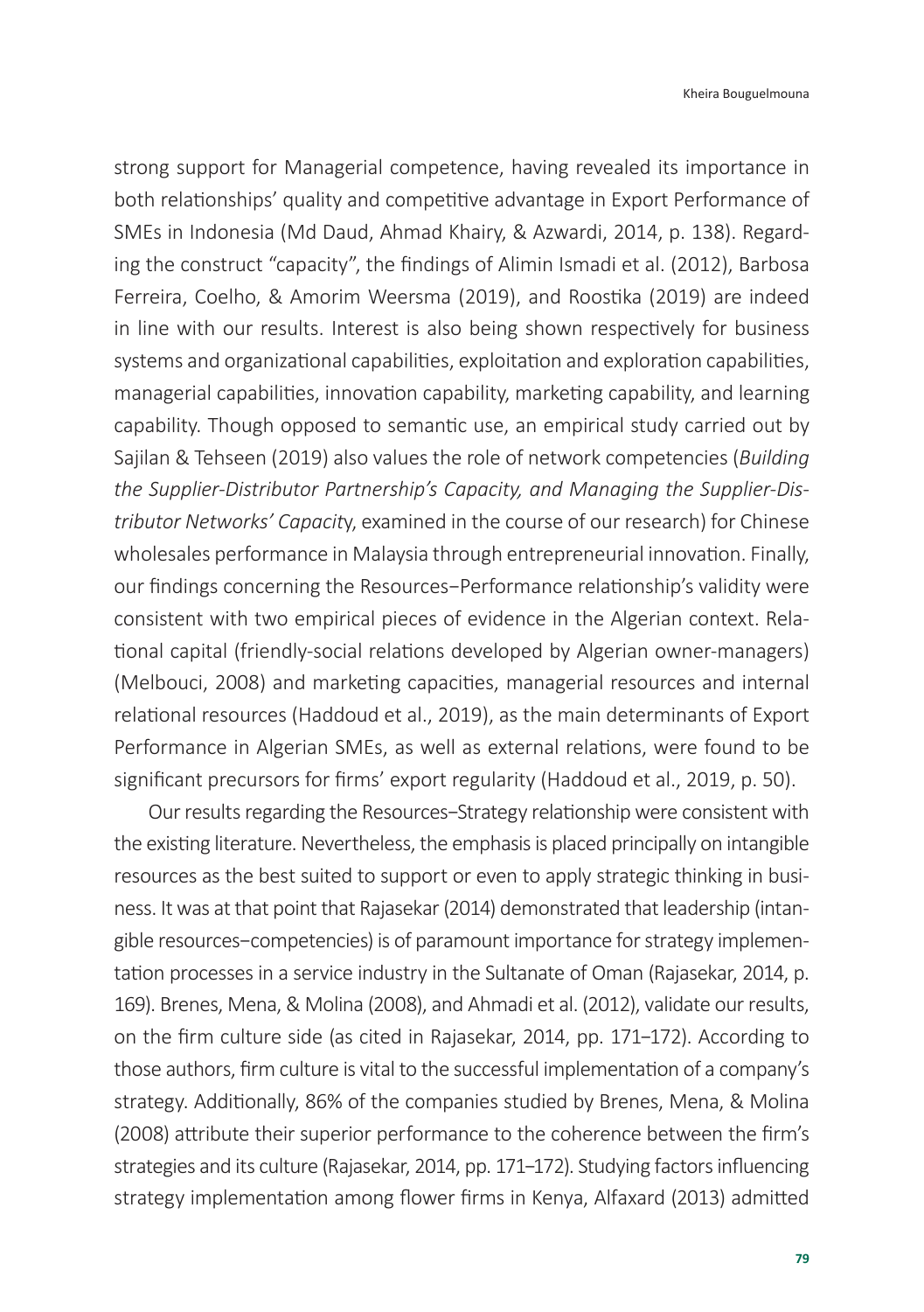strong support for Managerial competence, having revealed its importance in both relationships' quality and competitive advantage in Export Performance of SMEs in Indonesia (Md Daud, Ahmad Khairy, & Azwardi, 2014, p. 138). Regarding the construct "capacity", the findings of Alimin Ismadi et al. (2012), Barbosa Ferreira, Coelho, & Amorim Weersma (2019), and Roostika (2019) are indeed in line with our results. Interest is also being shown respectively for business systems and organizational capabilities, exploitation and exploration capabilities, managerial capabilities, innovation capability, marketing capability, and learning capability. Though opposed to semantic use, an empirical study carried out by Sajilan & Tehseen (2019) also values the role of network competencies (*Building the Supplier-Distributor Partnership's Capacity, and Managing the Supplier-Distributor Networks' Capacit*y, examined in the course of our research) for Chinese wholesales performance in Malaysia through entrepreneurial innovation. Finally, our findings concerning the Resources−Performance relationship's validity were consistent with two empirical pieces of evidence in the Algerian context. Relational capital (friendly-social relations developed by Algerian owner-managers) (Melbouci, 2008) and marketing capacities, managerial resources and internal relational resources (Haddoud et al., 2019), as the main determinants of Export Performance in Algerian SMEs, as well as external relations, were found to be significant precursors for firms' export regularity (Haddoud et al., 2019, p. 50).

Our results regarding the Resources−Strategy relationship were consistent with the existing literature. Nevertheless, the emphasis is placed principally on intangible resources as the best suited to support or even to apply strategic thinking in business. It was at that point that Rajasekar (2014) demonstrated that leadership (intangible resources−competencies) is of paramount importance for strategy implementation processes in a service industry in the Sultanate of Oman (Rajasekar, 2014, p. 169). Brenes, Mena, & Molina (2008), and Ahmadi et al. (2012), validate our results, on the firm culture side (as cited in Rajasekar, 2014, pp. 171–172). According to those authors, firm culture is vital to the successful implementation of a company's strategy. Additionally, 86% of the companies studied by Brenes, Mena, & Molina (2008) attribute their superior performance to the coherence between the firm's strategies and its culture (Rajasekar, 2014, pp. 171–172). Studying factors influencing strategy implementation among flower firms in Kenya, Alfaxard (2013) admitted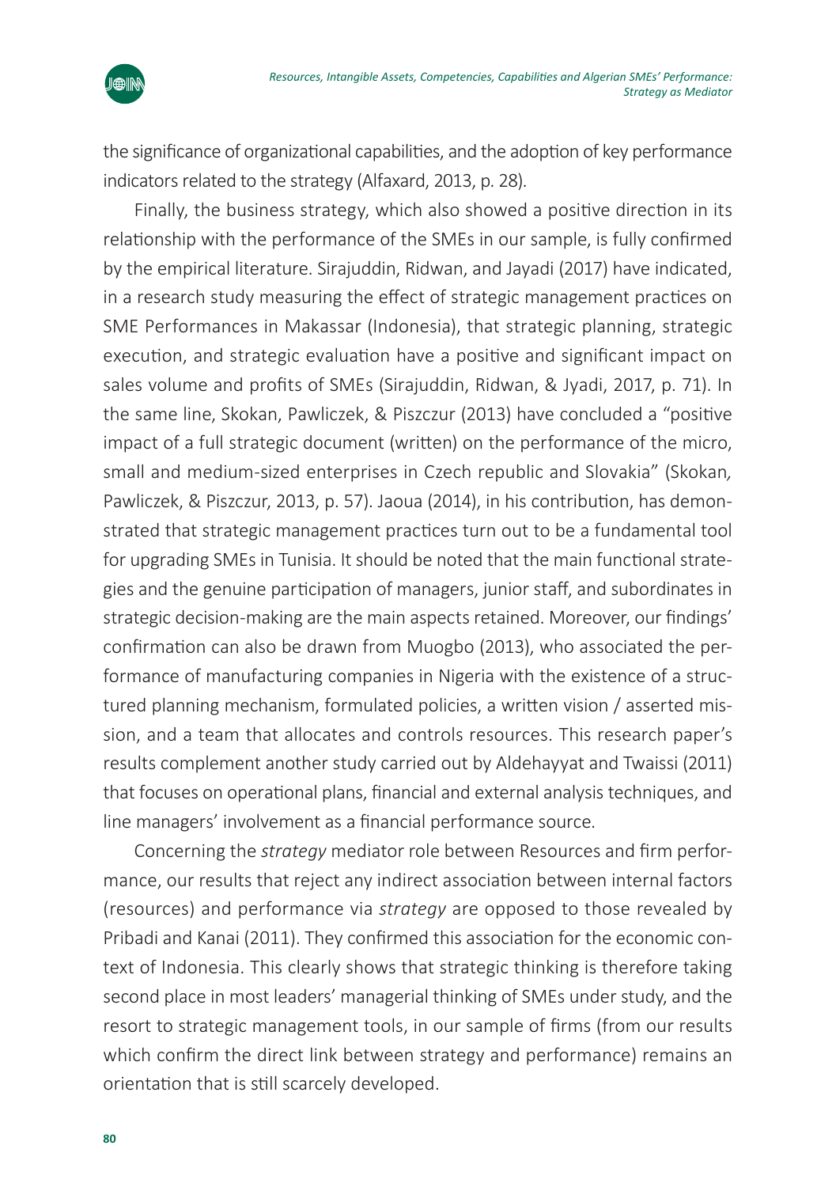the significance of organizational capabilities, and the adoption of key performance indicators related to the strategy (Alfaxard, 2013, p. 28).

Finally, the business strategy, which also showed a positive direction in its relationship with the performance of the SMEs in our sample, is fully confirmed by the empirical literature. Sirajuddin, Ridwan, and Jayadi (2017) have indicated, in a research study measuring the effect of strategic management practices on SME Performances in Makassar (Indonesia), that strategic planning, strategic execution, and strategic evaluation have a positive and significant impact on sales volume and profits of SMEs (Sirajuddin, Ridwan, & Jyadi, 2017, p. 71). In the same line, Skokan, Pawliczek, & Piszczur (2013) have concluded a "positive impact of a full strategic document (written) on the performance of the micro, small and medium-sized enterprises in Czech republic and Slovakia" (Skokan*,* Pawliczek, & Piszczur, 2013, p. 57). Jaoua (2014), in his contribution, has demonstrated that strategic management practices turn out to be a fundamental tool for upgrading SMEs in Tunisia. It should be noted that the main functional strategies and the genuine participation of managers, junior staff, and subordinates in strategic decision-making are the main aspects retained. Moreover, our findings' confirmation can also be drawn from Muogbo (2013), who associated the performance of manufacturing companies in Nigeria with the existence of a structured planning mechanism, formulated policies, a written vision / asserted mission, and a team that allocates and controls resources. This research paper's results complement another study carried out by Aldehayyat and Twaissi (2011) that focuses on operational plans, financial and external analysis techniques, and line managers' involvement as a financial performance source.

Concerning the *strategy* mediator role between Resources and firm performance, our results that reject any indirect association between internal factors (resources) and performance via *strategy* are opposed to those revealed by Pribadi and Kanai (2011). They confirmed this association for the economic context of Indonesia. This clearly shows that strategic thinking is therefore taking second place in most leaders' managerial thinking of SMEs under study, and the resort to strategic management tools, in our sample of firms (from our results which confirm the direct link between strategy and performance) remains an orientation that is still scarcely developed.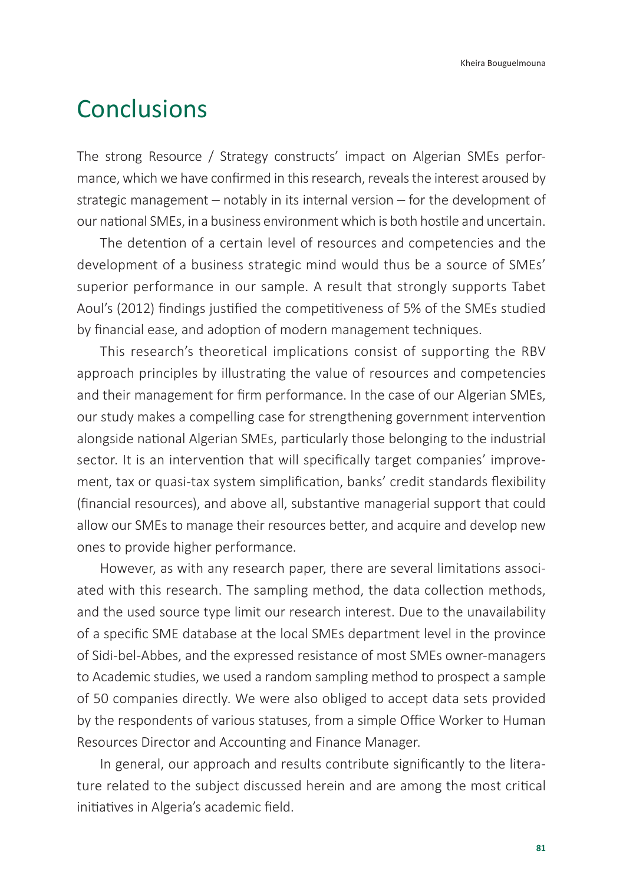# Conclusions

The strong Resource / Strategy constructs' impact on Algerian SMEs performance, which we have confirmed in this research, reveals the interest aroused by strategic management – notably in its internal version – for the development of our national SMEs, in a business environment which is both hostile and uncertain.

The detention of a certain level of resources and competencies and the development of a business strategic mind would thus be a source of SMEs' superior performance in our sample. A result that strongly supports Tabet Aoul's (2012) findings justified the competitiveness of 5% of the SMEs studied by financial ease, and adoption of modern management techniques.

This research's theoretical implications consist of supporting the RBV approach principles by illustrating the value of resources and competencies and their management for firm performance. In the case of our Algerian SMEs, our study makes a compelling case for strengthening government intervention alongside national Algerian SMEs, particularly those belonging to the industrial sector. It is an intervention that will specifically target companies' improvement, tax or quasi-tax system simplification, banks' credit standards flexibility (financial resources), and above all, substantive managerial support that could allow our SMEs to manage their resources better, and acquire and develop new ones to provide higher performance.

However, as with any research paper, there are several limitations associated with this research. The sampling method, the data collection methods, and the used source type limit our research interest. Due to the unavailability of a specific SME database at the local SMEs department level in the province of Sidi-bel-Abbes, and the expressed resistance of most SMEs owner-managers to Academic studies, we used a random sampling method to prospect a sample of 50 companies directly. We were also obliged to accept data sets provided by the respondents of various statuses, from a simple Office Worker to Human Resources Director and Accounting and Finance Manager.

In general, our approach and results contribute significantly to the literature related to the subject discussed herein and are among the most critical initiatives in Algeria's academic field.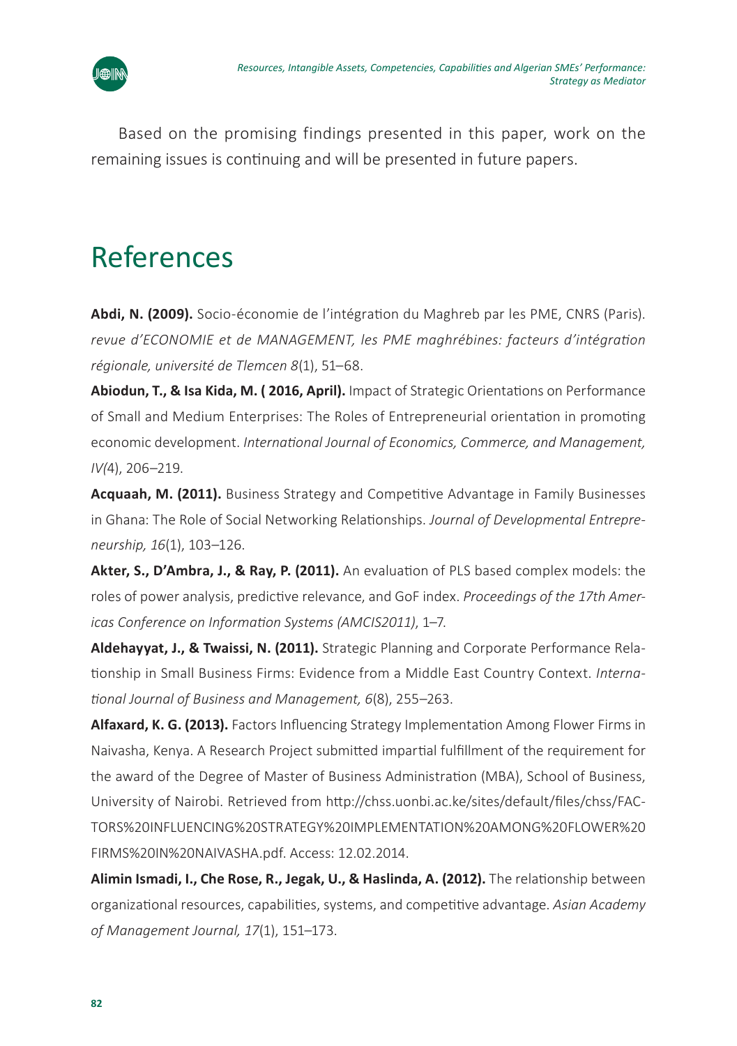Based on the promising findings presented in this paper, work on the remaining issues is continuing and will be presented in future papers.

# References

**Abdi, N. (2009).** Socio-économie de l'intégration du Maghreb par les PME, CNRS (Paris). *revue d'ECONOMIE et de MANAGEMENT, les PME maghrébines: facteurs d'intégration régionale, université de Tlemcen 8*(1), 51–68.

**Abiodun, T., & Isa Kida, M. ( 2016, April).** Impact of Strategic Orientations on Performance of Small and Medium Enterprises: The Roles of Entrepreneurial orientation in promoting economic development. *International Journal of Economics, Commerce, and Management, IV(*4), 206–219.

**Acquaah, M. (2011).** Business Strategy and Competitive Advantage in Family Businesses in Ghana: The Role of Social Networking Relationships. *Journal of Developmental Entrepreneurship, 16*(1), 103–126.

**Akter, S., D'Ambra, J., & Ray, P. (2011).** An evaluation of PLS based complex models: the roles of power analysis, predictive relevance, and GoF index. *Proceedings of the 17th Americas Conference on Information Systems (AMCIS2011)*, 1–7.

**Aldehayyat, J., & Twaissi, N. (2011).** Strategic Planning and Corporate Performance Relationship in Small Business Firms: Evidence from a Middle East Country Context. *International Journal of Business and Management, 6*(8), 255–263.

**Alfaxard, K. G. (2013).** Factors Influencing Strategy Implementation Among Flower Firms in Naivasha, Kenya. A Research Project submitted impartial fulfillment of the requirement for the award of the Degree of Master of Business Administration (MBA), School of Business, University of Nairobi. Retrieved from http://chss.uonbi.ac.ke/sites/default/files/chss/FACTORS%20INFLUENCING%20STRATEGY%20IMPLEMENTATION%20AMONG%20FLOWER%20FIRMS%20IN%20NAIVASHA.pdf. Access: 12.02.2014.

**Alimin Ismadi, I., Che Rose, R., Jegak, U., & Haslinda, A. (2012).** The relationship between organizational resources, capabilities, systems, and competitive advantage. *Asian Academy of Management Journal, 17*(1), 151–173.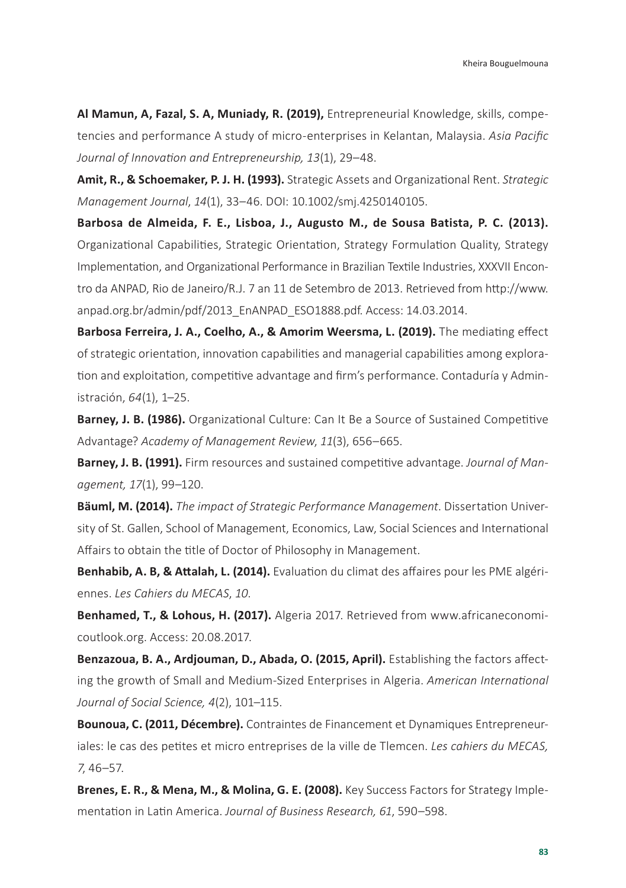**Al Mamun, A, Fazal, S. A, Muniady, R. (2019),** Entrepreneurial Knowledge, skills, competencies and performance A study of micro-enterprises in Kelantan, Malaysia. *Asia Pacific Journal of Innovation and Entrepreneurship, 13*(1), 29–48.

**Amit, R., & Schoemaker, P. J. H. (1993).** Strategic Assets and Organizational Rent. *Strategic Management Journal*, *14*(1), 33–46. DOI: 10.1002/smj.4250140105.

**Barbosa de Almeida, F. E., Lisboa, J., Augusto M., de Sousa Batista, P. C. (2013).** Organizational Capabilities, Strategic Orientation, Strategy Formulation Quality, Strategy Implementation, and Organizational Performance in Brazilian Textile Industries, XXXVII Encontro da ANPAD, Rio de Janeiro/R.J. 7 an 11 de Setembro de 2013. Retrieved from http://www.anpad.org.br/admin/pdf/2013_EnANPAD_ESO1888.pdf. Access: 14.03.2014.

**Barbosa Ferreira, J. A., Coelho, A., & Amorim Weersma, L. (2019).** The mediating effect of strategic orientation, innovation capabilities and managerial capabilities among exploration and exploitation, competitive advantage and firm's performance. Contaduría y Administración, *64*(1), 1–25.

**Barney, J. B. (1986).** Organizational Culture: Can It Be a Source of Sustained Competitive Advantage? *Academy of Management Review*, *11*(3), 656–665.

**Barney, J. B. (1991).** Firm resources and sustained competitive advantage. *Journal of Management, 17*(1), 99–120.

**Bäuml, M. (2014).** *The impact of Strategic Performance Management*. Dissertation University of St. Gallen, School of Management, Economics, Law, Social Sciences and International Affairs to obtain the title of Doctor of Philosophy in Management.

**Benhabib, A. B, & Attalah, L. (2014).** Evaluation du climat des affaires pour les PME algériennes. *Les Cahiers du MECAS*, *10*.

**Benhamed, T., & Lohous, H. (2017).** Algeria 2017. Retrieved from www.africaneconomicoutlook.org. Access: 20.08.2017.

**Benzazoua, B. A., Ardjouman, D., Abada, O. (2015, April).** Establishing the factors affecting the growth of Small and Medium-Sized Enterprises in Algeria. *American International Journal of Social Science, 4*(2), 101–115.

**Bounoua, C. (2011, Décembre).** Contraintes de Financement et Dynamiques Entrepreneuriales: le cas des petites et micro entreprises de la ville de Tlemcen. *Les cahiers du MECAS, 7*, 46–57.

**Brenes, E. R., & Mena, M., & Molina, G. E. (2008).** Key Success Factors for Strategy Implementation in Latin America. *Journal of Business Research, 61*, 590–598.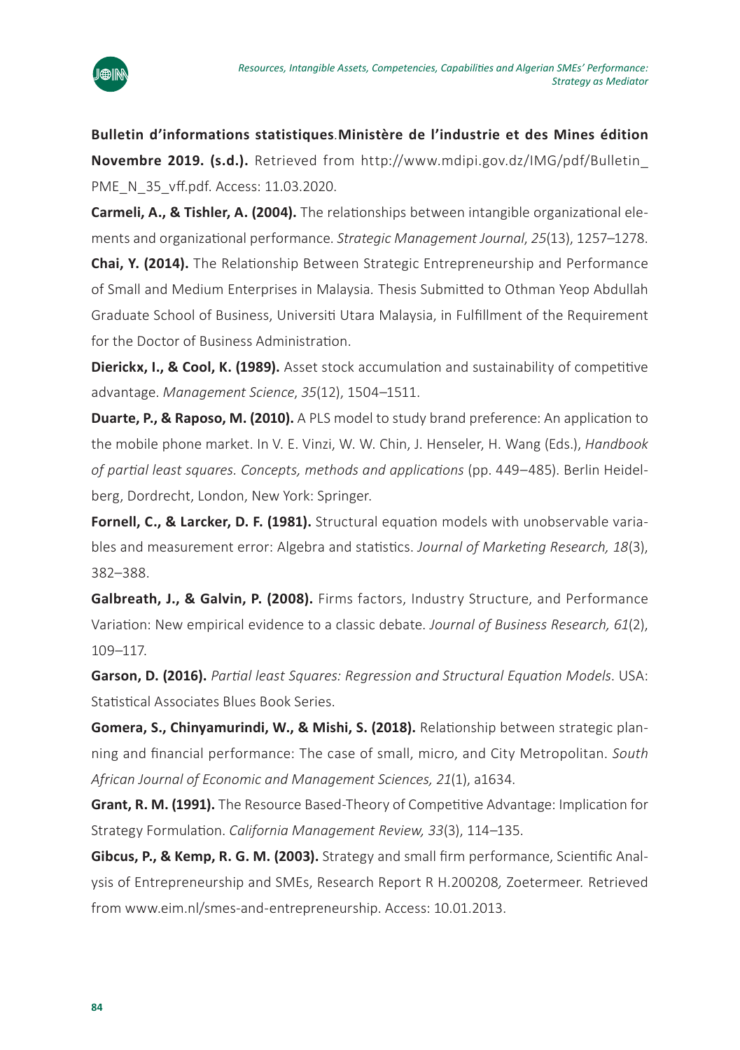**Bulletin d'informations statistiques**.**Ministère de l'industrie et des Mines édition Novembre 2019. (s.d.).** Retrieved from http://www.mdipi.gov.dz/IMG/pdf/Bulletin_PME_N_35_vff.pdf. Access: 11.03.2020.

**Carmeli, A., & Tishler, A. (2004).** The relationships between intangible organizational elements and organizational performance. *Strategic Management Journal*, *25*(13), 1257–1278.

**Chai, Y. (2014).** The Relationship Between Strategic Entrepreneurship and Performance of Small and Medium Enterprises in Malaysia. Thesis Submitted to Othman Yeop Abdullah Graduate School of Business, Universiti Utara Malaysia, in Fulfillment of the Requirement for the Doctor of Business Administration.

**Dierickx, I., & Cool, K. (1989).** Asset stock accumulation and sustainability of competitive advantage. *Management Science*, *35*(12), 1504–1511.

**Duarte, P., & Raposo, M. (2010).** A PLS model to study brand preference: An application to the mobile phone market. In V. E. Vinzi, W. W. Chin, J. Henseler, H. Wang (Eds.), *Handbook of partial least squares. Concepts, methods and applications* (pp. 449–485). Berlin Heidelberg, Dordrecht, London, New York: Springer.

**Fornell, C., & Larcker, D. F. (1981).** Structural equation models with unobservable variables and measurement error: Algebra and statistics. *Journal of Marketing Research, 18*(3), 382–388.

**Galbreath, J., & Galvin, P. (2008).** Firms factors, Industry Structure, and Performance Variation: New empirical evidence to a classic debate. *Journal of Business Research, 61*(2), 109–117.

**Garson, D. (2016).** *Partial least Squares: Regression and Structural Equation Models*. USA: Statistical Associates Blues Book Series.

**Gomera, S., Chinyamurindi, W., & Mishi, S. (2018).** Relationship between strategic planning and financial performance: The case of small, micro, and City Metropolitan. *South African Journal of Economic and Management Sciences, 21*(1), a1634.

**Grant, R. M. (1991).** The Resource Based-Theory of Competitive Advantage: Implication for Strategy Formulation. *California Management Review, 33*(3), 114–135.

**Gibcus, P., & Kemp, R. G. M. (2003).** Strategy and small firm performance, Scientific Analysis of Entrepreneurship and SMEs, Research Report R H.200208*,* Zoetermeer*.* Retrieved from www.eim.nl/smes-and-entrepreneurship. Access: 10.01.2013.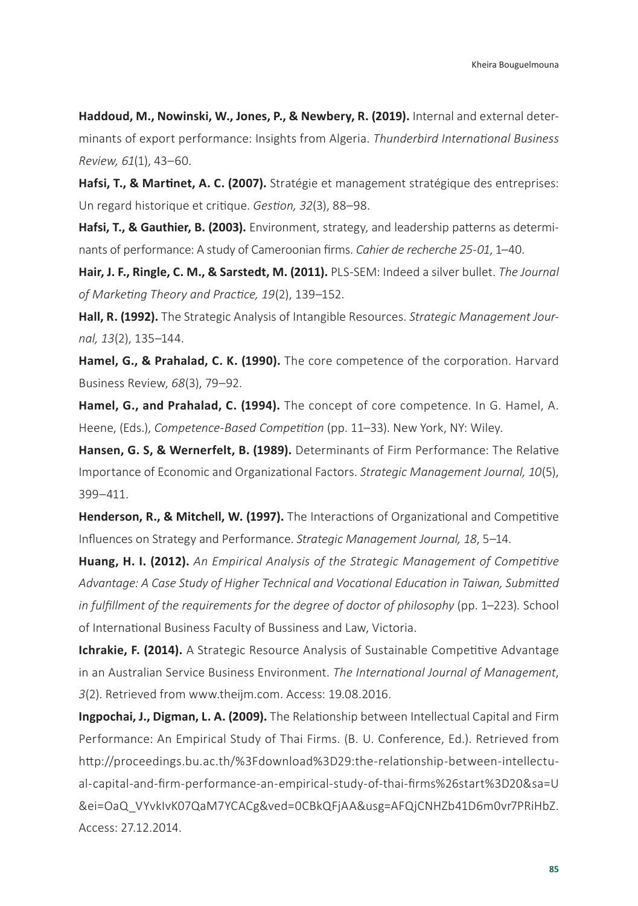**Haddoud, M., Nowinski, W., Jones, P., & Newbery, R. (2019).** Internal and external determinants of export performance: Insights from Algeria. *Thunderbird International Business Review, 61*(1), 43–60.

**Hafsi, T., & Martinet, A. C. (2007).** Stratégie et management stratégique des entreprises: Un regard historique et critique. *Gestion, 32*(3), 88–98.

**Hafsi, T., & Gauthier, B. (2003).** Environment, strategy, and leadership patterns as determinants of performance: A study of Cameroonian firms. *Cahier de recherche 25-01*, 1–40.

**Hair, J. F., Ringle, C. M., & Sarstedt, M. (2011).** PLS-SEM: Indeed a silver bullet. *The Journal of Marketing Theory and Practice, 19*(2), 139–152.

**Hall, R. (1992).** The Strategic Analysis of Intangible Resources. *Strategic Management Journal, 13*(2), 135–144.

**Hamel, G., & Prahalad, C. K. (1990).** The core competence of the corporation. Harvard Business Review, *68*(3), 79–92.

**Hamel, G., and Prahalad, C. (1994).** The concept of core competence. In G. Hamel, A. Heene, (Eds.), *Competence-Based Competition* (pp. 11–33). New York, NY: Wiley.

**Hansen, G. S, & Wernerfelt, B. (1989).** Determinants of Firm Performance: The Relative Importance of Economic and Organizational Factors. *Strategic Management Journal, 10*(5), 399–411.

**Henderson, R., & Mitchell, W. (1997).** The Interactions of Organizational and Competitive Influences on Strategy and Performance. *Strategic Management Journal, 18*, 5–14.

**Huang, H. I. (2012).** *An Empirical Analysis of the Strategic Management of Competitive Advantage: A Case Study of Higher Technical and Vocational Education in Taiwan, Submitted in fulfillment of the requirements for the degree of doctor of philosophy* (pp. 1–223). School of International Business Faculty of Bussiness and Law, Victoria.

**Ichrakie, F. (2014).** A Strategic Resource Analysis of Sustainable Competitive Advantage in an Australian Service Business Environment. *The International Journal of Management*, *3*(2). Retrieved from www.theijm.com. Access: 19.08.2016.

**Ingpochai, J., Digman, L. A. (2009).** The Relationship between Intellectual Capital and Firm Performance: An Empirical Study of Thai Firms. (B. U. Conference, Ed.). Retrieved from http://proceedings.bu.ac.th/%3Fdownload%3D29:the-relationship-between-intellectual-capital-and-firm-performance-an-empirical-study-of-thai-firms%26start%3D20&sa=U&ei=OaQ_VYvkIvK07QaM7YCACg&ved=0CBkQFjAA&usg=AFQjCNHZb41D6m0vr7PRiHbZ. Access: 27.12.2014.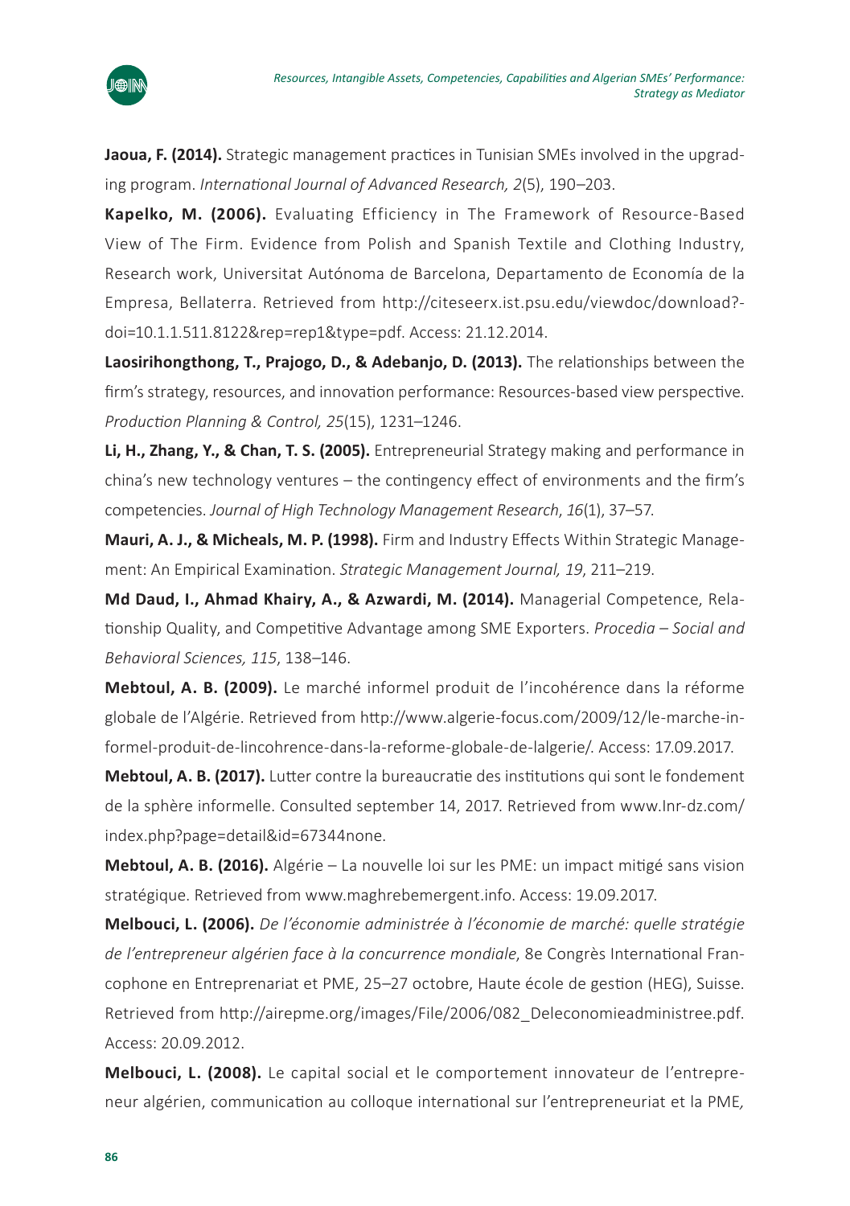**Jaoua, F. (2014).** Strategic management practices in Tunisian SMEs involved in the upgrading program. *International Journal of Advanced Research, 2*(5), 190–203.

**Kapelko, M. (2006).** Evaluating Efficiency in The Framework of Resource-Based View of The Firm. Evidence from Polish and Spanish Textile and Clothing Industry, Research work, Universitat Autónoma de Barcelona, Departamento de Economía de la Empresa, Bellaterra. Retrieved from http://citeseerx.ist.psu.edu/viewdoc/download?doi=10.1.1.511.8122&rep=rep1&type=pdf. Access: 21.12.2014.

**Laosirihongthong, T., Prajogo, D., & Adebanjo, D. (2013).** The relationships between the firm's strategy, resources, and innovation performance: Resources-based view perspective. *Production Planning & Control, 25*(15), 1231–1246.

**Li, H., Zhang, Y., & Chan, T. S. (2005).** Entrepreneurial Strategy making and performance in china's new technology ventures – the contingency effect of environments and the firm's competencies. *Journal of High Technology Management Research*, *16*(1), 37–57.

**Mauri, A. J., & Micheals, M. P. (1998).** Firm and Industry Effects Within Strategic Management: An Empirical Examination. *Strategic Management Journal, 19*, 211–219.

**Md Daud, I., Ahmad Khairy, A., & Azwardi, M. (2014).** Managerial Competence, Relationship Quality, and Competitive Advantage among SME Exporters. *Procedia – Social and Behavioral Sciences, 115*, 138–146.

**Mebtoul, A. B. (2009).** Le marché informel produit de l'incohérence dans la réforme globale de l'Algérie. Retrieved from http://www.algerie-focus.com/2009/12/le-marche-informel-produit-de-lincohrence-dans-la-reforme-globale-de-lalgerie/. Access: 17.09.2017.

**Mebtoul, A. B. (2017).** Lutter contre la bureaucratie des institutions qui sont le fondement de la sphère informelle. Consulted september 14, 2017. Retrieved from www.lnr-dz.com/index.php?page=detail&id=67344none.

**Mebtoul, A. B. (2016).** Algérie – La nouvelle loi sur les PME: un impact mitigé sans vision stratégique. Retrieved from www.maghrebemergent.info. Access: 19.09.2017.

**Melbouci, L. (2006).** *De l'économie administrée à l'économie de marché: quelle stratégie de l'entrepreneur algérien face à la concurrence mondiale*, 8e Congrès International Francophone en Entreprenariat et PME, 25–27 octobre, Haute école de gestion (HEG), Suisse. Retrieved from http://airepme.org/images/File/2006/082_Deleconomieadministree.pdf. Access: 20.09.2012.

**Melbouci, L. (2008).** Le capital social et le comportement innovateur de l'entrepreneur algérien, communication au colloque international sur l'entrepreneuriat et la PME,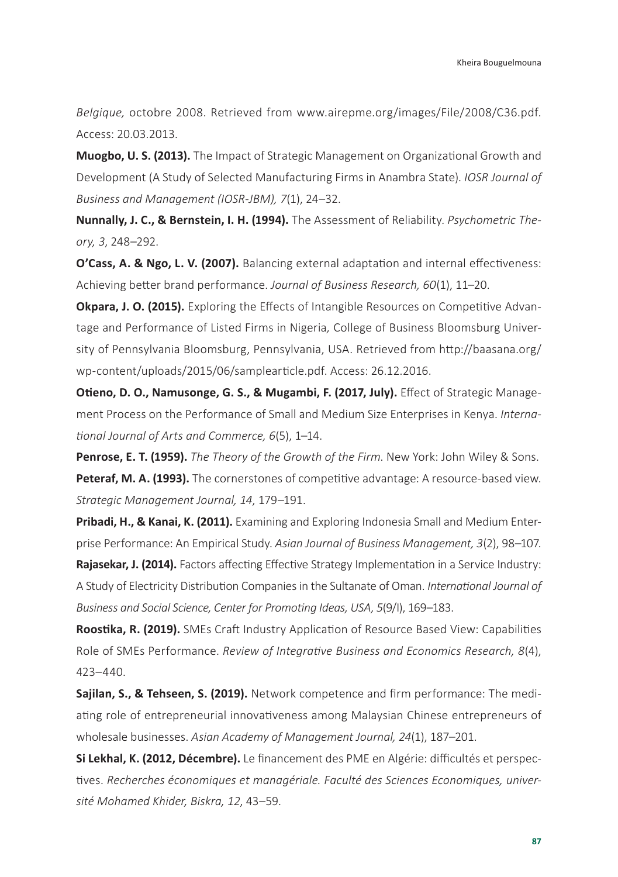*Belgique,* octobre 2008. Retrieved from www.airepme.org/images/File/2008/C36.pdf. Access: 20.03.2013.

**Muogbo, U. S. (2013).** The Impact of Strategic Management on Organizational Growth and Development (A Study of Selected Manufacturing Firms in Anambra State). *IOSR Journal of Business and Management (IOSR-JBM), 7*(1), 24–32.

**Nunnally, J. C., & Bernstein, I. H. (1994).** The Assessment of Reliability. *Psychometric Theory, 3*, 248–292.

**O'Cass, A. & Ngo, L. V. (2007).** Balancing external adaptation and internal effectiveness: Achieving better brand performance. *Journal of Business Research, 60*(1), 11–20.

**Okpara, J. O. (2015).** Exploring the Effects of Intangible Resources on Competitive Advantage and Performance of Listed Firms in Nigeria*,* College of Business Bloomsburg University of Pennsylvania Bloomsburg, Pennsylvania, USA. Retrieved from http://baasana.org/wp-content/uploads/2015/06/samplearticle.pdf. Access: 26.12.2016.

**Otieno, D. O., Namusonge, G. S., & Mugambi, F. (2017, July).** Effect of Strategic Management Process on the Performance of Small and Medium Size Enterprises in Kenya. *International Journal of Arts and Commerce, 6*(5), 1–14.

**Penrose, E. T. (1959).** *The Theory of the Growth of the Firm.* New York: John Wiley & Sons.

**Peteraf, M. A. (1993).** The cornerstones of competitive advantage: A resource-based view. *Strategic Management Journal, 14*, 179–191.

**Pribadi, H., & Kanai, K. (2011).** Examining and Exploring Indonesia Small and Medium Enterprise Performance: An Empirical Study. *Asian Journal of Business Management, 3*(2), 98–107.

**Rajasekar, J. (2014).** Factors affecting Effective Strategy Implementation in a Service Industry: A Study of Electricity Distribution Companies in the Sultanate of Oman. *International Journal of Business and Social Science, Center for Promoting Ideas, USA, 5*(9/I), 169–183.

**Roostika, R. (2019).** SMEs Craft Industry Application of Resource Based View: Capabilities Role of SMEs Performance. *Review of Integrative Business and Economics Research, 8*(4), 423–440.

**Sajilan, S., & Tehseen, S. (2019).** Network competence and firm performance: The mediating role of entrepreneurial innovativeness among Malaysian Chinese entrepreneurs of wholesale businesses. *Asian Academy of Management Journal, 24*(1), 187–201.

**Si Lekhal, K. (2012, Décembre).** Le financement des PME en Algérie: difficultés et perspectives. *Recherches économiques et managériale. Faculté des Sciences Economiques, université Mohamed Khider, Biskra, 12*, 43–59.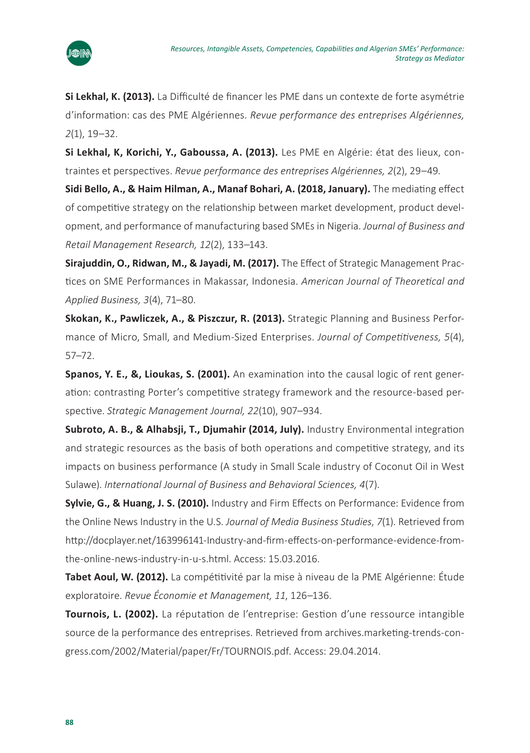**Si Lekhal, K. (2013).** La Difficulté de financer les PME dans un contexte de forte asymétrie d'information: cas des PME Algériennes. *Revue performance des entreprises Algériennes, 2*(1), 19–32.

**Si Lekhal, K, Korichi, Y., Gaboussa, A. (2013).** Les PME en Algérie: état des lieux, contraintes et perspectives. *Revue performance des entreprises Algériennes, 2*(2), 29–49.

**Sidi Bello, A., & Haim Hilman, A., Manaf Bohari, A. (2018, January).** The mediating effect of competitive strategy on the relationship between market development, product development, and performance of manufacturing based SMEs in Nigeria. *Journal of Business and Retail Management Research, 12*(2), 133–143.

**Sirajuddin, O., Ridwan, M., & Jayadi, M. (2017).** The Effect of Strategic Management Practices on SME Performances in Makassar, Indonesia. *American Journal of Theoretical and Applied Business, 3*(4), 71–80.

**Skokan, K., Pawliczek, A., & Piszczur, R. (2013).** Strategic Planning and Business Performance of Micro, Small, and Medium-Sized Enterprises. *Journal of Competitiveness, 5*(4), 57–72.

**Spanos, Y. E., &, Lioukas, S. (2001).** An examination into the causal logic of rent generation: contrasting Porter's competitive strategy framework and the resource-based perspective. *Strategic Management Journal, 22*(10), 907–934.

**Subroto, A. B., & Alhabsji, T., Djumahir (2014, July).** Industry Environmental integration and strategic resources as the basis of both operations and competitive strategy, and its impacts on business performance (A study in Small Scale industry of Coconut Oil in West Sulawe). *International Journal of Business and Behavioral Sciences, 4*(7).

**Sylvie, G., & Huang, J. S. (2010).** Industry and Firm Effects on Performance: Evidence from the Online News Industry in the U.S. *Journal of Media Business Studies*, *7*(1). Retrieved from http://docplayer.net/163996141-Industry-and-firm-effects-on-performance-evidence-from-the-online-news-industry-in-u-s.html. Access: 15.03.2016.

**Tabet Aoul, W. (2012).** La compétitivité par la mise à niveau de la PME Algérienne: Étude exploratoire. *Revue Économie et Management, 11*, 126–136.

**Tournois, L. (2002).** La réputation de l'entreprise: Gestion d'une ressource intangible source de la performance des entreprises. Retrieved from archives.marketing-trends-congress.com/2002/Material/paper/Fr/TOURNOIS.pdf. Access: 29.04.2014.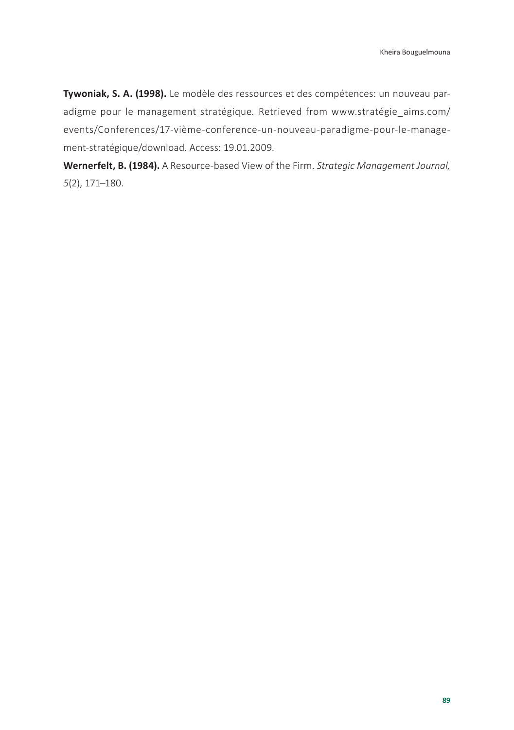**Tywoniak, S. A. (1998).** Le modèle des ressources et des compétences: un nouveau paradigme pour le management stratégique. Retrieved from www.stratégie_aims.com/events/Conferences/17-vième-conference-un-nouveau-paradigme-pour-le-management-stratégique/download. Access: 19.01.2009.

**Wernerfelt, B. (1984).** A Resource-based View of the Firm. *Strategic Management Journal, 5*(2), 171–180.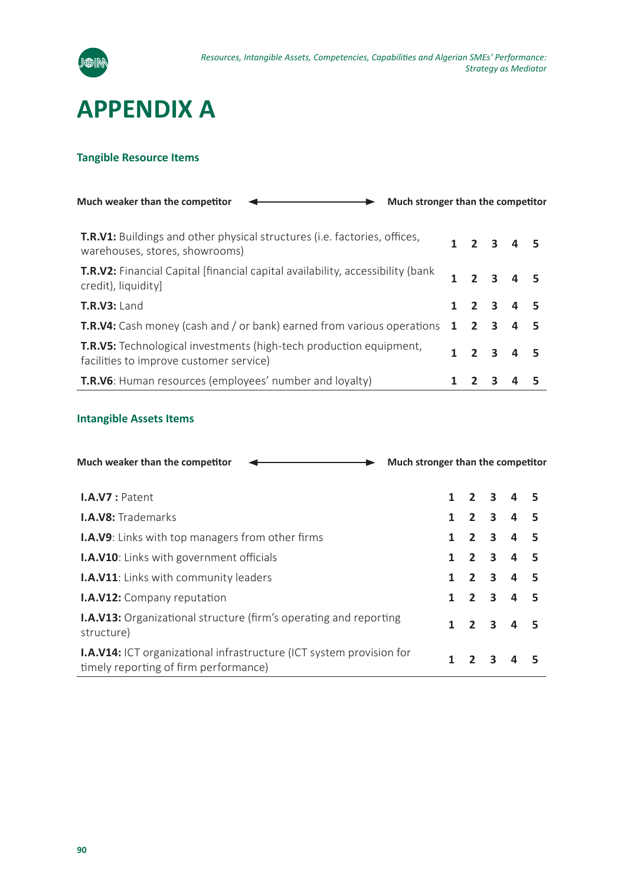# APPENDIX A

### Tangible Resource Items

| Much weaker than the competitor ◄────► Much stronger than the competitor | | | | | |
|---|---|---|---|---|---|
| **T.R.V1:** Buildings and other physical structures (i.e. factories, offices, warehouses, stores, showrooms) | 1 | 2 | 3 | 4 | 5 |
| **T.R.V2:** Financial Capital [financial capital availability, accessibility (bank credit), liquidity] | 1 | 2 | 3 | 4 | 5 |
| **T.R.V3:** Land | 1 | 2 | 3 | 4 | 5 |
| **T.R.V4:** Cash money (cash and / or bank) earned from various operations | 1 | 2 | 3 | 4 | 5 |
| **T.R.V5:** Technological investments (high-tech production equipment, facilities to improve customer service) | 1 | 2 | 3 | 4 | 5 |
| **T.R.V6**: Human resources (employees' number and loyalty) | 1 | 2 | 3 | 4 | 5 |

### Intangible Assets Items

| Much weaker than the competitor ◄────► Much stronger than the competitor | | | | | |
|---|---|---|---|---|---|
| **I.A.V7 :** Patent | 1 | 2 | 3 | 4 | 5 |
| **I.A.V8:** Trademarks | 1 | 2 | 3 | 4 | 5 |
| **I.A.V9**: Links with top managers from other firms | 1 | 2 | 3 | 4 | 5 |
| **I.A.V10**: Links with government officials | 1 | 2 | 3 | 4 | 5 |
| **I.A.V11**: Links with community leaders | 1 | 2 | 3 | 4 | 5 |
| **I.A.V12:** Company reputation | 1 | 2 | 3 | 4 | 5 |
| **I.A.V13:** Organizational structure (firm's operating and reporting structure) | 1 | 2 | 3 | 4 | 5 |
| **I.A.V14:** ICT organizational infrastructure (ICT system provision for timely reporting of firm performance) | 1 | 2 | 3 | 4 | 5 |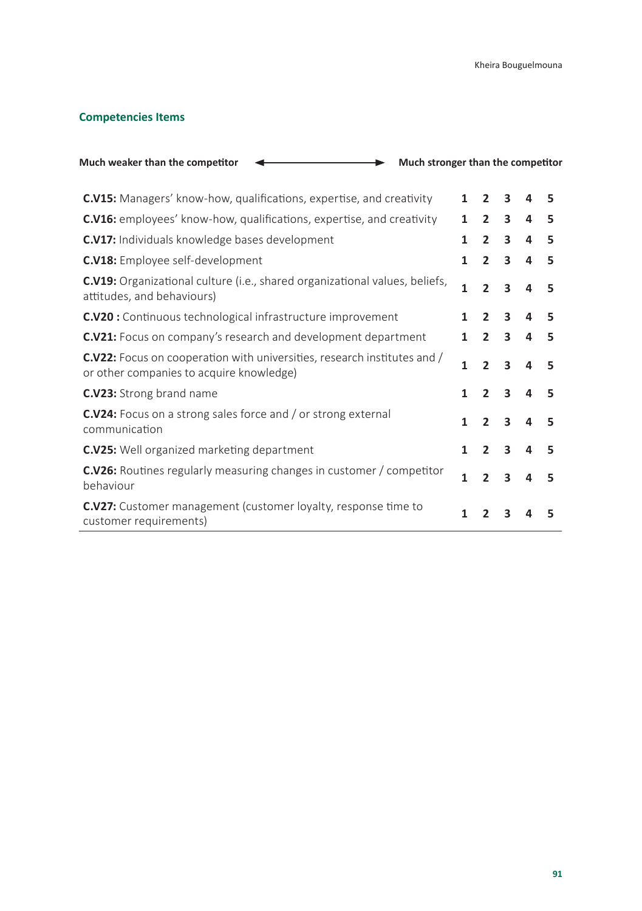### Competencies Items

| **Much weaker than the competitor** ⟷ **Much stronger than the competitor** | | | | | |
|---|---|---|---|---|---|
| **C.V15:** Managers' know-how, qualifications, expertise, and creativity | 1 | 2 | 3 | 4 | 5 |
| **C.V16:** employees' know-how, qualifications, expertise, and creativity | 1 | 2 | 3 | 4 | 5 |
| **C.V17:** Individuals knowledge bases development | 1 | 2 | 3 | 4 | 5 |
| **C.V18:** Employee self-development | 1 | 2 | 3 | 4 | 5 |
| **C.V19:** Organizational culture (i.e., shared organizational values, beliefs, attitudes, and behaviours) | 1 | 2 | 3 | 4 | 5 |
| **C.V20 :** Continuous technological infrastructure improvement | 1 | 2 | 3 | 4 | 5 |
| **C.V21:** Focus on company's research and development department | 1 | 2 | 3 | 4 | 5 |
| **C.V22:** Focus on cooperation with universities, research institutes and / or other companies to acquire knowledge) | 1 | 2 | 3 | 4 | 5 |
| **C.V23:** Strong brand name | 1 | 2 | 3 | 4 | 5 |
| **C.V24:** Focus on a strong sales force and / or strong external communication | 1 | 2 | 3 | 4 | 5 |
| **C.V25:** Well organized marketing department | 1 | 2 | 3 | 4 | 5 |
| **C.V26:** Routines regularly measuring changes in customer / competitor behaviour | 1 | 2 | 3 | 4 | 5 |
| **C.V27:** Customer management (customer loyalty, response time to customer requirements) | 1 | 2 | 3 | 4 | 5 |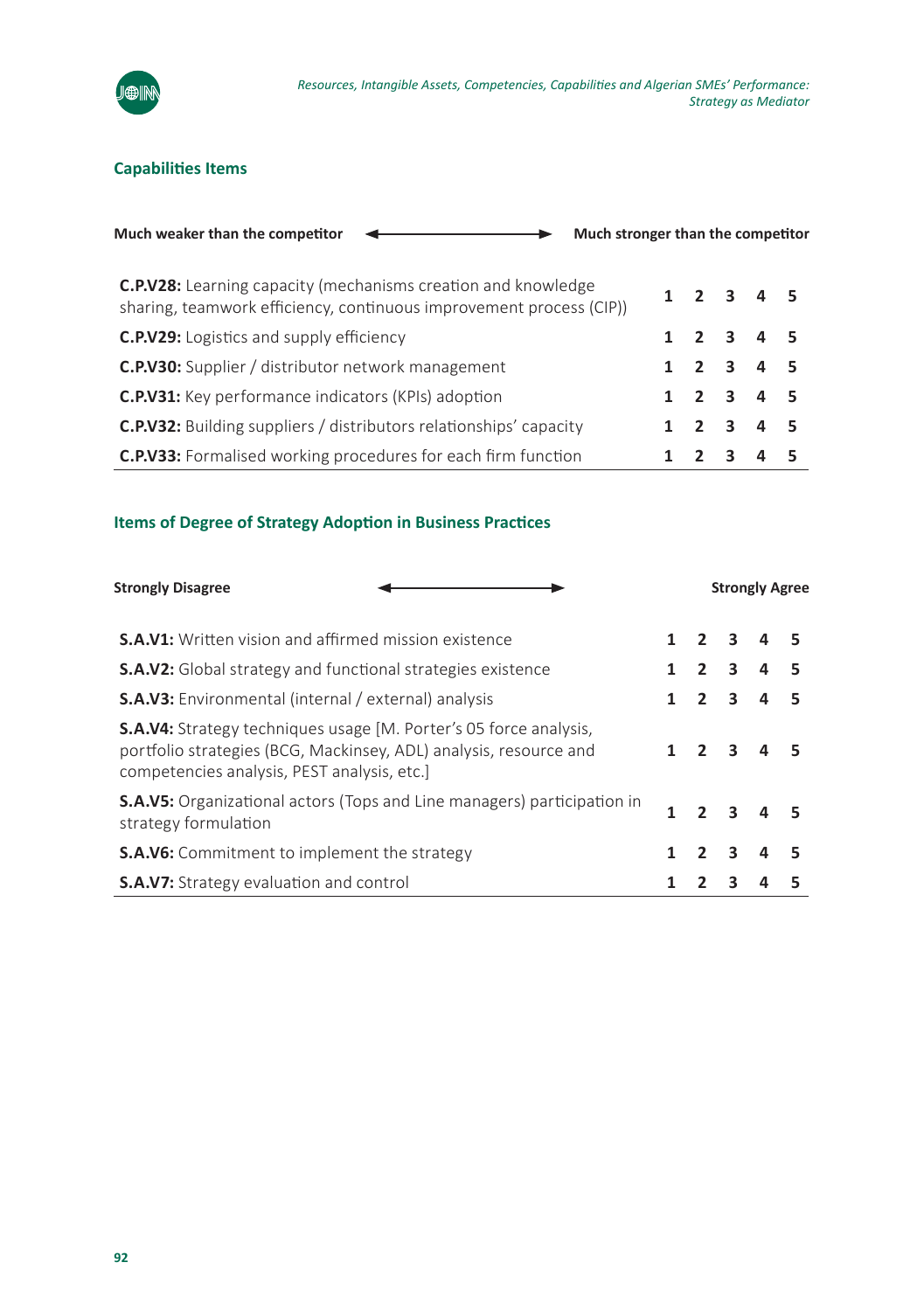## Capabilities Items

| Much weaker than the competitor ⟵⟶ Much stronger than the competitor | | | | | |
|---|---|---|---|---|---|
| **C.P.V28:** Learning capacity (mechanisms creation and knowledge sharing, teamwork efficiency, continuous improvement process (CIP)) | 1 | 2 | 3 | 4 | 5 |
| **C.P.V29:** Logistics and supply efficiency | 1 | 2 | 3 | 4 | 5 |
| **C.P.V30:** Supplier / distributor network management | 1 | 2 | 3 | 4 | 5 |
| **C.P.V31:** Key performance indicators (KPIs) adoption | 1 | 2 | 3 | 4 | 5 |
| **C.P.V32:** Building suppliers / distributors relationships' capacity | 1 | 2 | 3 | 4 | 5 |
| **C.P.V33:** Formalised working procedures for each firm function | 1 | 2 | 3 | 4 | 5 |

## Items of Degree of Strategy Adoption in Business Practices

| Strongly Disagree ⟵⟶ Strongly Agree | | | | | |
|---|---|---|---|---|---|
| **S.A.V1:** Written vision and affirmed mission existence | 1 | 2 | 3 | 4 | 5 |
| **S.A.V2:** Global strategy and functional strategies existence | 1 | 2 | 3 | 4 | 5 |
| **S.A.V3:** Environmental (internal / external) analysis | 1 | 2 | 3 | 4 | 5 |
| **S.A.V4:** Strategy techniques usage [M. Porter's 05 force analysis, portfolio strategies (BCG, Mackinsey, ADL) analysis, resource and competencies analysis, PEST analysis, etc.] | 1 | 2 | 3 | 4 | 5 |
| **S.A.V5:** Organizational actors (Tops and Line managers) participation in strategy formulation | 1 | 2 | 3 | 4 | 5 |
| **S.A.V6:** Commitment to implement the strategy | 1 | 2 | 3 | 4 | 5 |
| **S.A.V7:** Strategy evaluation and control | 1 | 2 | 3 | 4 | 5 |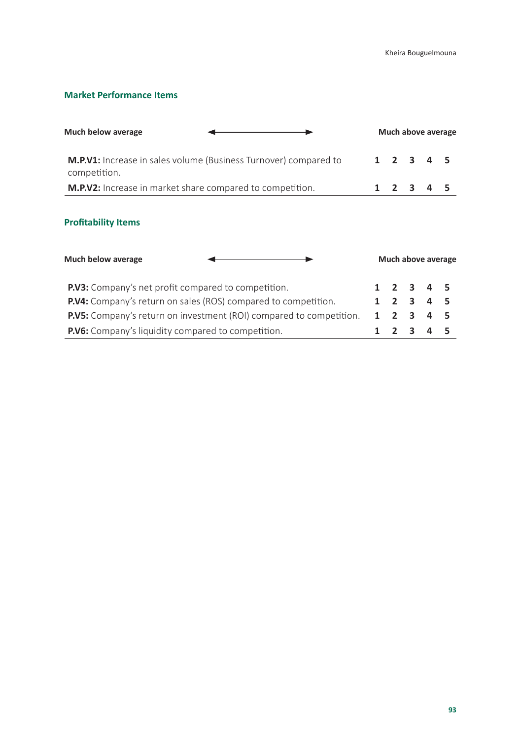### Market Performance Items

| **Much below average** ⟵⟶ | | | | | **Much above average** |
|---|---|---|---|---|---|
| **M.P.V1:** Increase in sales volume (Business Turnover) compared to competition. | **1** | **2** | **3** | **4** | **5** |
| **M.P.V2:** Increase in market share compared to competition. | **1** | **2** | **3** | **4** | **5** |

### Profitability Items

| **Much below average** ⟵⟶ | | | | | **Much above average** |
|---|---|---|---|---|---|
| **P.V3:** Company's net profit compared to competition. | **1** | **2** | **3** | **4** | **5** |
| **P.V4:** Company's return on sales (ROS) compared to competition. | **1** | **2** | **3** | **4** | **5** |
| **P.V5:** Company's return on investment (ROI) compared to competition. | **1** | **2** | **3** | **4** | **5** |
| **P.V6:** Company's liquidity compared to competition. | **1** | **2** | **3** | **4** | **5** |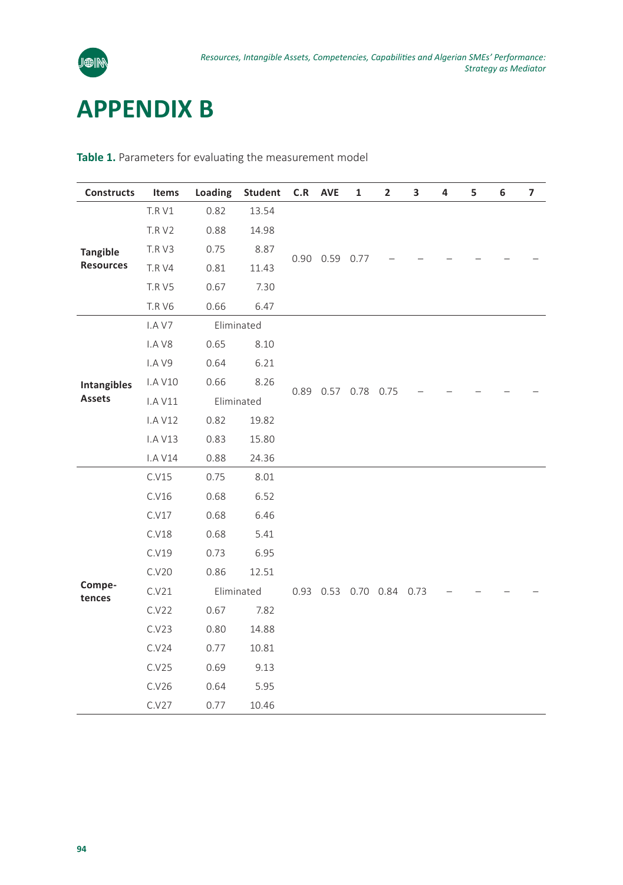# APPENDIX B

**Table 1.** Parameters for evaluating the measurement model

| Constructs | Items | Loading | Student | C.R | AVE | 1 | 2 | 3 | 4 | 5 | 6 | 7 |
|---|---|---|---|---|---|---|---|---|---|---|---|---|
| **Tangible Resources** | T.R V1 | 0.82 | 13.54 | 0.90 | 0.59 | 0.77 | – | – | – | – | – | – |
| | T.R V2 | 0.88 | 14.98 | | | | | | | | | |
| | T.R V3 | 0.75 | 8.87 | | | | | | | | | |
| | T.R V4 | 0.81 | 11.43 | | | | | | | | | |
| | T.R V5 | 0.67 | 7.30 | | | | | | | | | |
| | T.R V6 | 0.66 | 6.47 | | | | | | | | | |
| **Intangibles Assets** | I.A V7 | Eliminated | | 0.89 | 0.57 | 0.78 | 0.75 | – | – | – | – | – |
| | I.A V8 | 0.65 | 8.10 | | | | | | | | | |
| | I.A V9 | 0.64 | 6.21 | | | | | | | | | |
| | I.A V10 | 0.66 | 8.26 | | | | | | | | | |
| | I.A V11 | Eliminated | | | | | | | | | | |
| | I.A V12 | 0.82 | 19.82 | | | | | | | | | |
| | I.A V13 | 0.83 | 15.80 | | | | | | | | | |
| | I.A V14 | 0.88 | 24.36 | | | | | | | | | |
| **Compe-tences** | C.V15 | 0.75 | 8.01 | 0.93 | 0.53 | 0.70 | 0.84 | 0.73 | – | – | – | – |
| | C.V16 | 0.68 | 6.52 | | | | | | | | | |
| | C.V17 | 0.68 | 6.46 | | | | | | | | | |
| | C.V18 | 0.68 | 5.41 | | | | | | | | | |
| | C.V19 | 0.73 | 6.95 | | | | | | | | | |
| | C.V20 | 0.86 | 12.51 | | | | | | | | | |
| | C.V21 | Eliminated | | | | | | | | | | |
| | C.V22 | 0.67 | 7.82 | | | | | | | | | |
| | C.V23 | 0.80 | 14.88 | | | | | | | | | |
| | C.V24 | 0.77 | 10.81 | | | | | | | | | |
| | C.V25 | 0.69 | 9.13 | | | | | | | | | |
| | C.V26 | 0.64 | 5.95 | | | | | | | | | |
| | C.V27 | 0.77 | 10.46 | | | | | | | | | |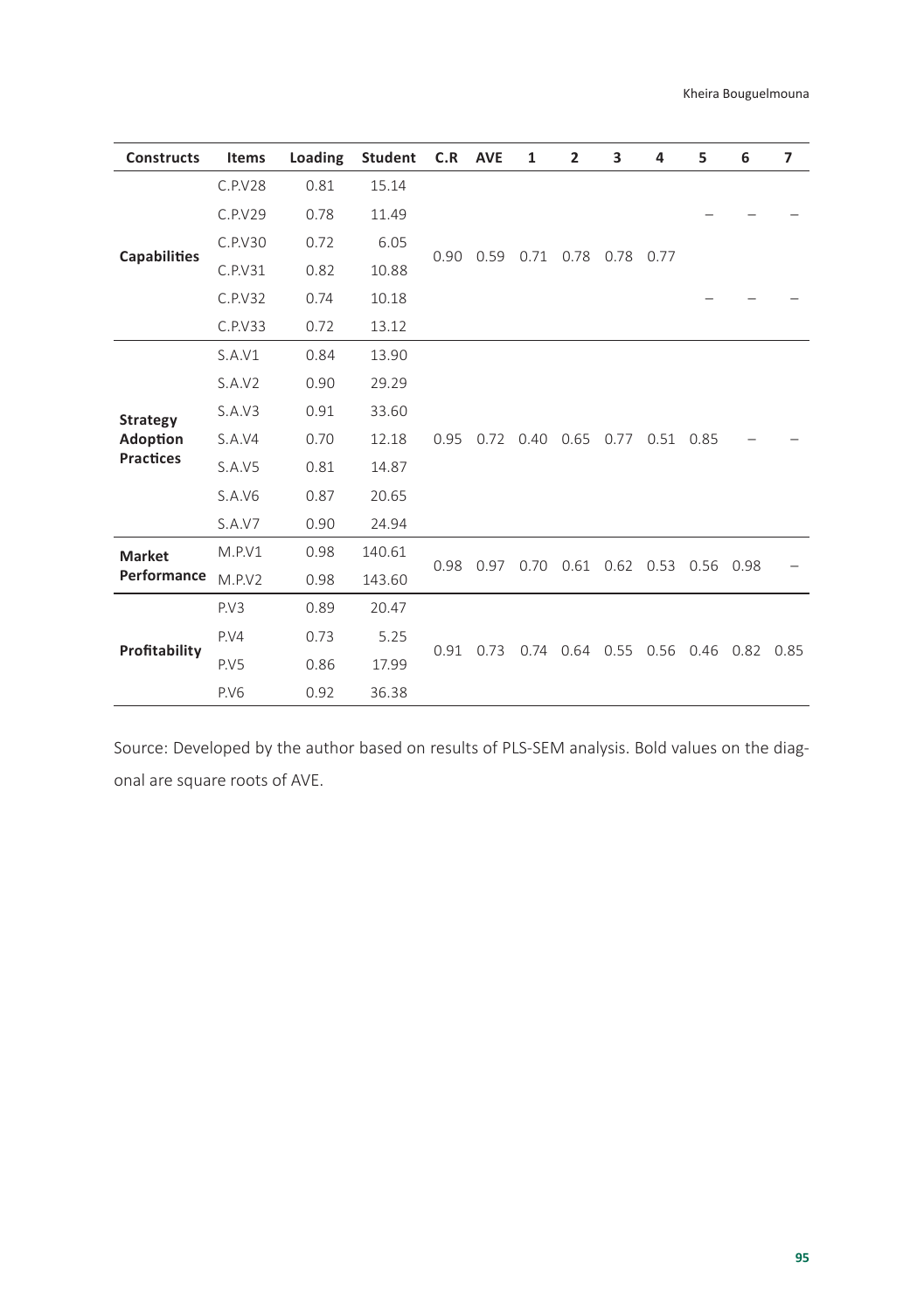| Constructs | Items | Loading | Student | C.R | AVE | 1 | 2 | 3 | 4 | 5 | 6 | 7 |
|---|---|---|---|---|---|---|---|---|---|---|---|---|
| **Capabilities** | C.P.V28 | 0.81 | 15.14 | 0.90 | 0.59 | 0.71 | 0.78 | 0.78 | 0.77 | – | – | – |
| | C.P.V29 | 0.78 | 11.49 | | | | | | | | | |
| | C.P.V30 | 0.72 | 6.05 | | | | | | | | | |
| | C.P.V31 | 0.82 | 10.88 | | | | | | | | | |
| | C.P.V32 | 0.74 | 10.18 | | | | | | | | | |
| | C.P.V33 | 0.72 | 13.12 | | | | | | | | | |
| **Strategy Adoption Practices** | S.A.V1 | 0.84 | 13.90 | 0.95 | 0.72 | 0.40 | 0.65 | 0.77 | 0.51 | 0.85 | – | – |
| | S.A.V2 | 0.90 | 29.29 | | | | | | | | | |
| | S.A.V3 | 0.91 | 33.60 | | | | | | | | | |
| | S.A.V4 | 0.70 | 12.18 | | | | | | | | | |
| | S.A.V5 | 0.81 | 14.87 | | | | | | | | | |
| | S.A.V6 | 0.87 | 20.65 | | | | | | | | | |
| | S.A.V7 | 0.90 | 24.94 | | | | | | | | | |
| **Market Performance** | M.P.V1 | 0.98 | 140.61 | 0.98 | 0.97 | 0.70 | 0.61 | 0.62 | 0.53 | 0.56 | 0.98 | – |
| | M.P.V2 | 0.98 | 143.60 | | | | | | | | | |
| **Profitability** | P.V3 | 0.89 | 20.47 | 0.91 | 0.73 | 0.74 | 0.64 | 0.55 | 0.56 | 0.46 | 0.82 | 0.85 |
| | P.V4 | 0.73 | 5.25 | | | | | | | | | |
| | P.V5 | 0.86 | 17.99 | | | | | | | | | |
| | P.V6 | 0.92 | 36.38 | | | | | | | | | |

Source: Developed by the author based on results of PLS-SEM analysis. Bold values on the diagonal are square roots of AVE.